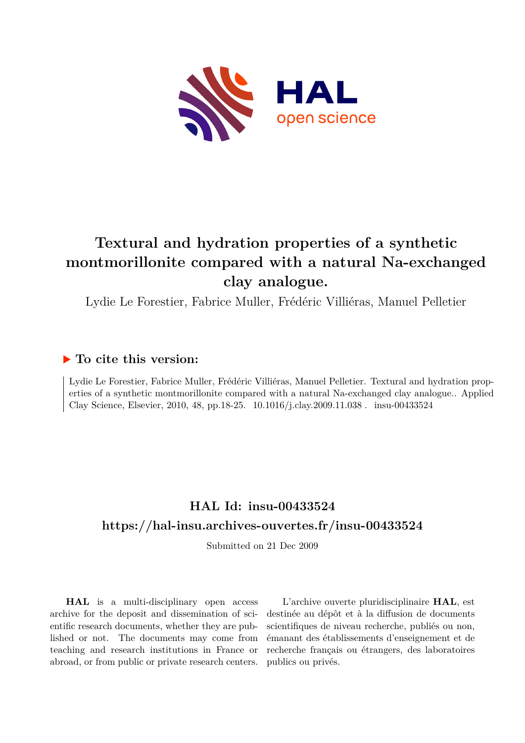# Textural and hydration properties of a synthetic montmorillonite compared with a natural Na-exchanged clay analogue.

Lydie Le Forestier, Fabrice Muller, Frédéric Villiéras, Manuel Pelletier

## ▶ To cite this version:

Lydie Le Forestier, Fabrice Muller, Frédéric Villiéras, Manuel Pelletier. Textural and hydration properties of a synthetic montmorillonite compared with a natural Na-exchanged clay analogue.. Applied Clay Science, Elsevier, 2010, 48, pp.18-25. 10.1016/j.clay.2009.11.038 . insu-00433524

## HAL Id: insu-00433524

## https://hal-insu.archives-ouvertes.fr/insu-00433524

Submitted on 21 Dec 2009

**HAL** is a multi-disciplinary open access archive for the deposit and dissemination of scientific research documents, whether they are published or not. The documents may come from teaching and research institutions in France or abroad, or from public or private research centers.

L'archive ouverte pluridisciplinaire **HAL**, est destinée au dépôt et à la diffusion de documents scientifiques de niveau recherche, publiés ou non, émanant des établissements d'enseignement et de recherche français ou étrangers, des laboratoires publics ou privés.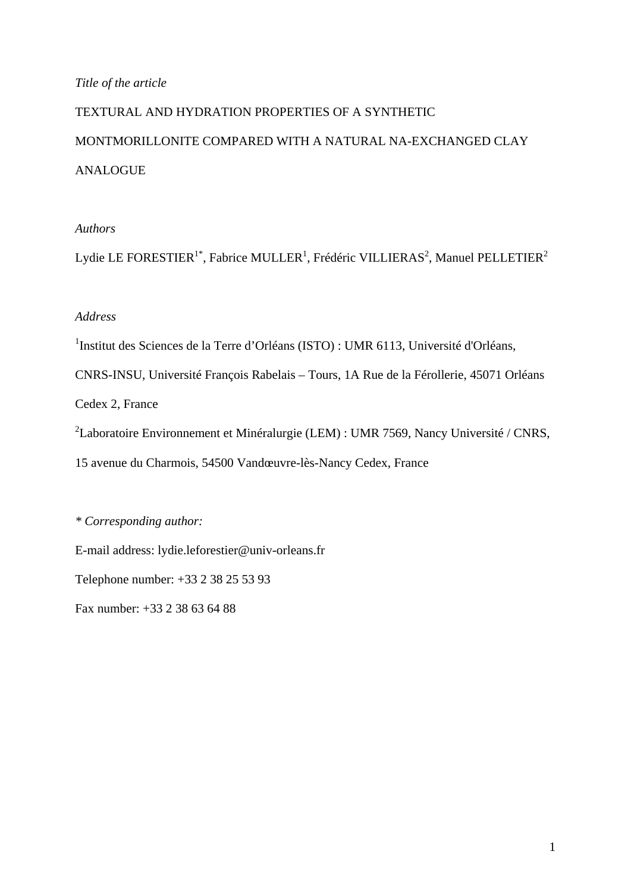*Title of the article*

TEXTURAL AND HYDRATION PROPERTIES OF A SYNTHETIC MONTMORILLONITE COMPARED WITH A NATURAL NA-EXCHANGED CLAY ANALOGUE

*Authors*

Lydie LE FORESTIER[1*], Fabrice MULLER[1], Frédéric VILLIERAS[2], Manuel PELLETIER[2]

*Address*

[1]Institut des Sciences de la Terre d'Orléans (ISTO) : UMR 6113, Université d'Orléans, CNRS-INSU, Université François Rabelais – Tours, 1A Rue de la Férollerie, 45071 Orléans Cedex 2, France

[2]Laboratoire Environnement et Minéralurgie (LEM) : UMR 7569, Nancy Université / CNRS, 15 avenue du Charmois, 54500 Vandœuvre-lès-Nancy Cedex, France

*\* Corresponding author:*

E-mail address: lydie.leforestier@univ-orleans.fr

Telephone number: +33 2 38 25 53 93

Fax number: +33 2 38 63 64 88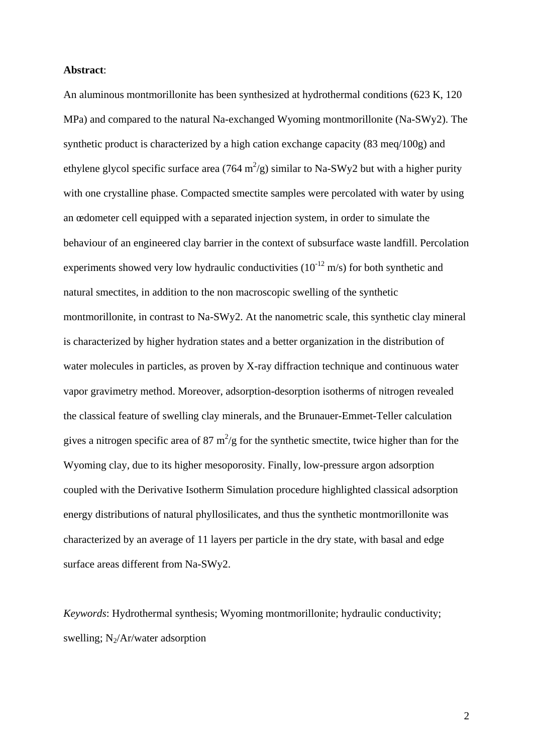**Abstract**:

An aluminous montmorillonite has been synthesized at hydrothermal conditions (623 K, 120 MPa) and compared to the natural Na-exchanged Wyoming montmorillonite (Na-SWy2). The synthetic product is characterized by a high cation exchange capacity (83 meq/100g) and ethylene glycol specific surface area (764 $m^2$/g) similar to Na-SWy2 but with a higher purity with one crystalline phase. Compacted smectite samples were percolated with water by using an œdometer cell equipped with a separated injection system, in order to simulate the behaviour of an engineered clay barrier in the context of subsurface waste landfill. Percolation experiments showed very low hydraulic conductivities ($10^{-12}$ m/s) for both synthetic and natural smectites, in addition to the non macroscopic swelling of the synthetic montmorillonite, in contrast to Na-SWy2. At the nanometric scale, this synthetic clay mineral is characterized by higher hydration states and a better organization in the distribution of water molecules in particles, as proven by X-ray diffraction technique and continuous water vapor gravimetry method. Moreover, adsorption-desorption isotherms of nitrogen revealed the classical feature of swelling clay minerals, and the Brunauer-Emmet-Teller calculation gives a nitrogen specific area of 87 $m^2$/g for the synthetic smectite, twice higher than for the Wyoming clay, due to its higher mesoporosity. Finally, low-pressure argon adsorption coupled with the Derivative Isotherm Simulation procedure highlighted classical adsorption energy distributions of natural phyllosilicates, and thus the synthetic montmorillonite was characterized by an average of 11 layers per particle in the dry state, with basal and edge surface areas different from Na-SWy2.

*Keywords*: Hydrothermal synthesis; Wyoming montmorillonite; hydraulic conductivity; swelling; $N_2$/Ar/water adsorption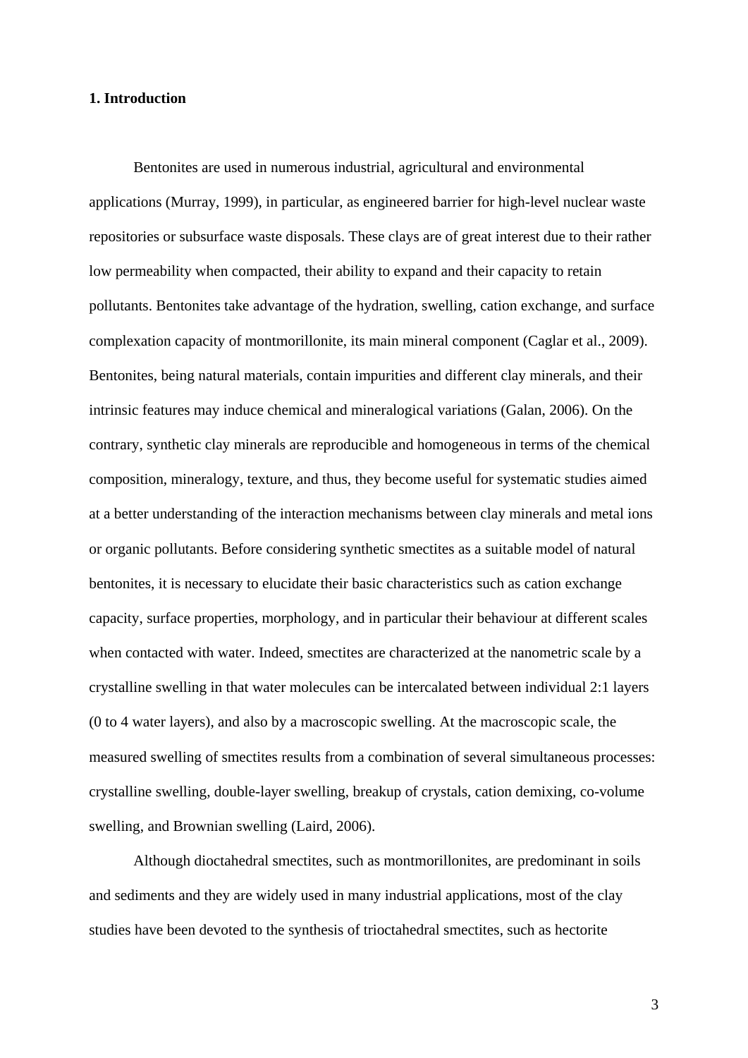## 1. Introduction

Bentonites are used in numerous industrial, agricultural and environmental applications (Murray, 1999), in particular, as engineered barrier for high-level nuclear waste repositories or subsurface waste disposals. These clays are of great interest due to their rather low permeability when compacted, their ability to expand and their capacity to retain pollutants. Bentonites take advantage of the hydration, swelling, cation exchange, and surface complexation capacity of montmorillonite, its main mineral component (Caglar et al., 2009). Bentonites, being natural materials, contain impurities and different clay minerals, and their intrinsic features may induce chemical and mineralogical variations (Galan, 2006). On the contrary, synthetic clay minerals are reproducible and homogeneous in terms of the chemical composition, mineralogy, texture, and thus, they become useful for systematic studies aimed at a better understanding of the interaction mechanisms between clay minerals and metal ions or organic pollutants. Before considering synthetic smectites as a suitable model of natural bentonites, it is necessary to elucidate their basic characteristics such as cation exchange capacity, surface properties, morphology, and in particular their behaviour at different scales when contacted with water. Indeed, smectites are characterized at the nanometric scale by a crystalline swelling in that water molecules can be intercalated between individual 2:1 layers (0 to 4 water layers), and also by a macroscopic swelling. At the macroscopic scale, the measured swelling of smectites results from a combination of several simultaneous processes: crystalline swelling, double-layer swelling, breakup of crystals, cation demixing, co-volume swelling, and Brownian swelling (Laird, 2006).

Although dioctahedral smectites, such as montmorillonites, are predominant in soils and sediments and they are widely used in many industrial applications, most of the clay studies have been devoted to the synthesis of trioctahedral smectites, such as hectorite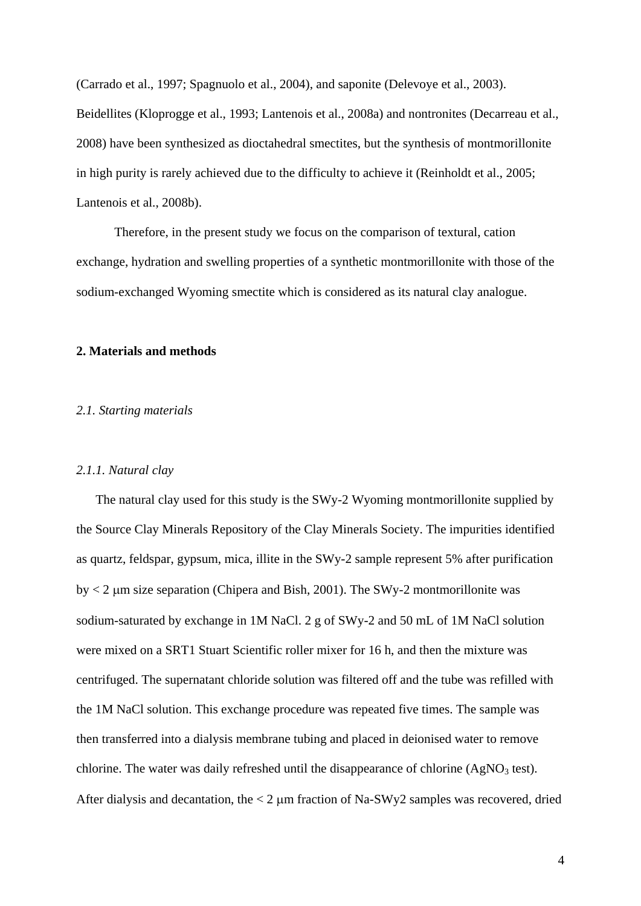(Carrado et al., 1997; Spagnuolo et al., 2004), and saponite (Delevoye et al., 2003). Beidellites (Kloprogge et al., 1993; Lantenois et al., 2008a) and nontronites (Decarreau et al., 2008) have been synthesized as dioctahedral smectites, but the synthesis of montmorillonite in high purity is rarely achieved due to the difficulty to achieve it (Reinholdt et al., 2005; Lantenois et al., 2008b).

Therefore, in the present study we focus on the comparison of textural, cation exchange, hydration and swelling properties of a synthetic montmorillonite with those of the sodium-exchanged Wyoming smectite which is considered as its natural clay analogue.

## 2. Materials and methods

### *2.1. Starting materials*

#### *2.1.1. Natural clay*

The natural clay used for this study is the SWy-2 Wyoming montmorillonite supplied by the Source Clay Minerals Repository of the Clay Minerals Society. The impurities identified as quartz, feldspar, gypsum, mica, illite in the SWy-2 sample represent 5% after purification by < 2 μm size separation (Chipera and Bish, 2001). The SWy-2 montmorillonite was sodium-saturated by exchange in 1M NaCl. 2 g of SWy-2 and 50 mL of 1M NaCl solution were mixed on a SRT1 Stuart Scientific roller mixer for 16 h, and then the mixture was centrifuged. The supernatant chloride solution was filtered off and the tube was refilled with the 1M NaCl solution. This exchange procedure was repeated five times. The sample was then transferred into a dialysis membrane tubing and placed in deionised water to remove chlorine. The water was daily refreshed until the disappearance of chlorine ($AgNO_3$ test). After dialysis and decantation, the < 2 μm fraction of Na-SWy2 samples was recovered, dried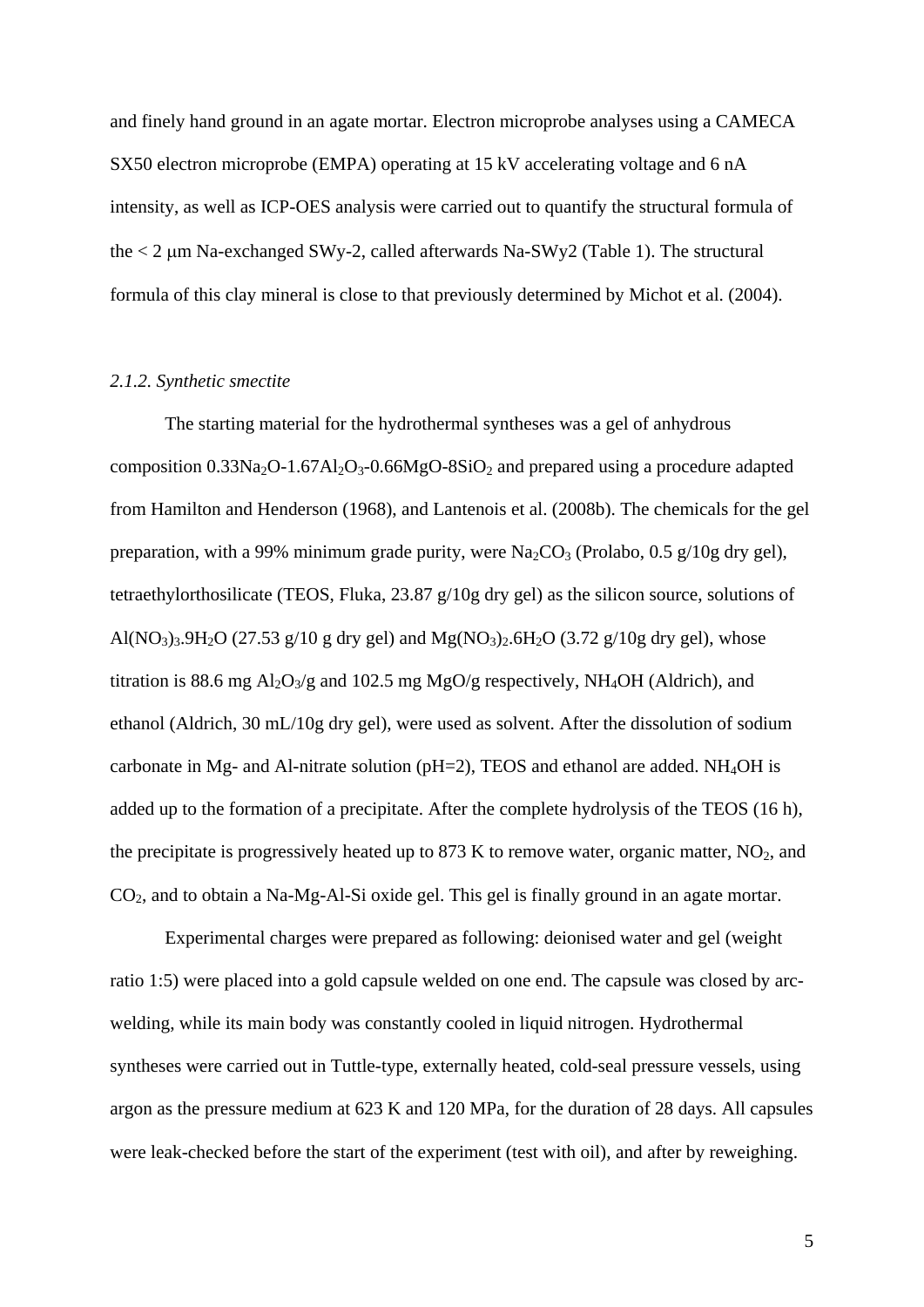and finely hand ground in an agate mortar. Electron microprobe analyses using a CAMECA SX50 electron microprobe (EMPA) operating at 15 kV accelerating voltage and 6 nA intensity, as well as ICP-OES analysis were carried out to quantify the structural formula of the < 2 μm Na-exchanged SWy-2, called afterwards Na-SWy2 (Table 1). The structural formula of this clay mineral is close to that previously determined by Michot et al. (2004).

### *2.1.2. Synthetic smectite*

The starting material for the hydrothermal syntheses was a gel of anhydrous composition $0.33Na_2O$-$1.67Al_2O_3$-$0.66MgO$-$8SiO_2$ and prepared using a procedure adapted from Hamilton and Henderson (1968), and Lantenois et al. (2008b). The chemicals for the gel preparation, with a 99% minimum grade purity, were $Na_2CO_3$ (Prolabo, 0.5 g/10g dry gel), tetraethylorthosilicate (TEOS, Fluka, 23.87 g/10g dry gel) as the silicon source, solutions of $Al(NO_3)_3.9H_2O$ (27.53 g/10 g dry gel) and $Mg(NO_3)_2.6H_2O$ (3.72 g/10g dry gel), whose titration is 88.6 mg $Al_2O_3$/g and 102.5 mg MgO/g respectively, $NH_4OH$ (Aldrich), and ethanol (Aldrich, 30 mL/10g dry gel), were used as solvent. After the dissolution of sodium carbonate in Mg- and Al-nitrate solution (pH=2), TEOS and ethanol are added. $NH_4OH$ is added up to the formation of a precipitate. After the complete hydrolysis of the TEOS (16 h), the precipitate is progressively heated up to 873 K to remove water, organic matter, $NO_2$, and $CO_2$, and to obtain a Na-Mg-Al-Si oxide gel. This gel is finally ground in an agate mortar.

Experimental charges were prepared as following: deionised water and gel (weight ratio 1:5) were placed into a gold capsule welded on one end. The capsule was closed by arc-welding, while its main body was constantly cooled in liquid nitrogen. Hydrothermal syntheses were carried out in Tuttle-type, externally heated, cold-seal pressure vessels, using argon as the pressure medium at 623 K and 120 MPa, for the duration of 28 days. All capsules were leak-checked before the start of the experiment (test with oil), and after by reweighing.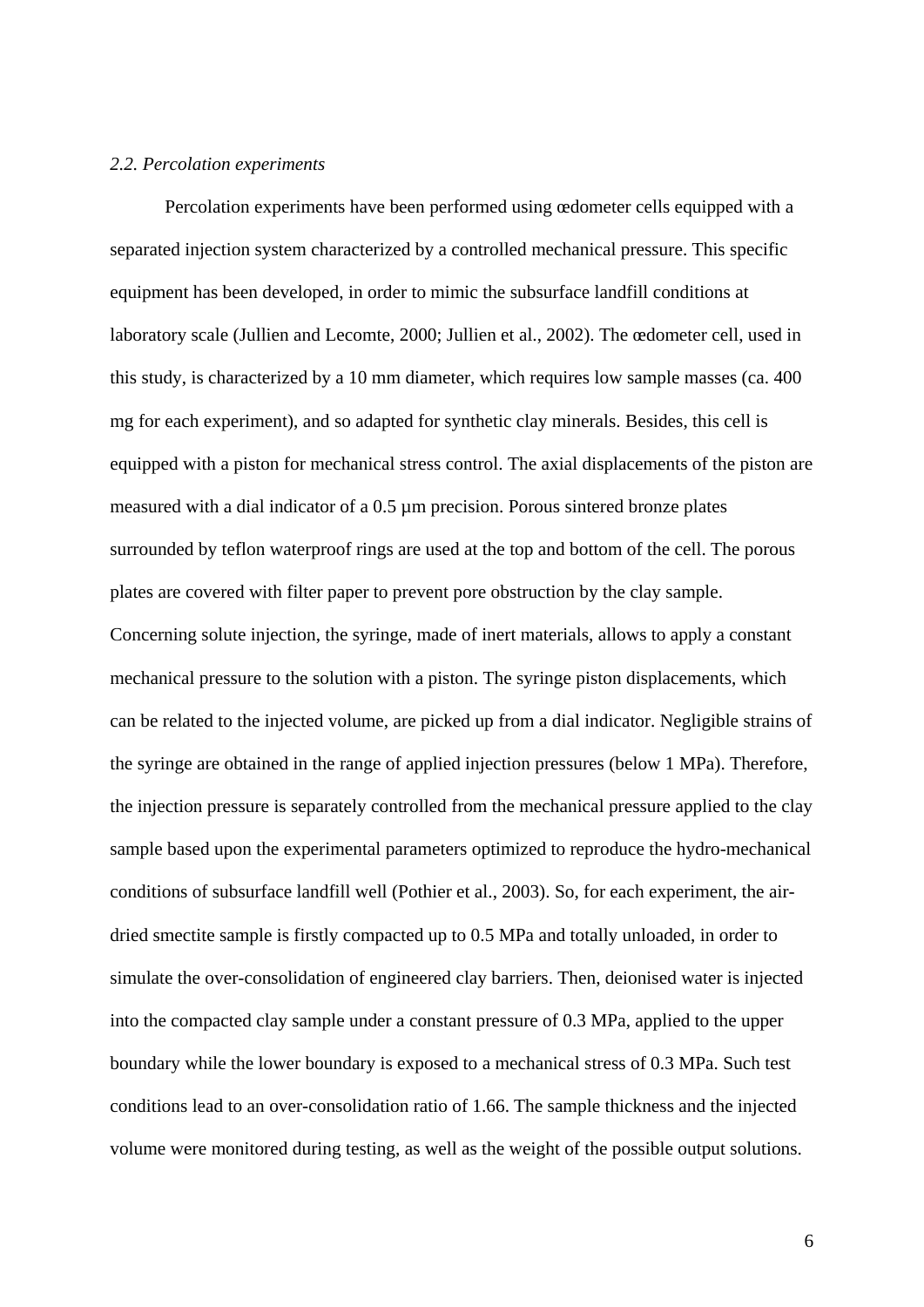*2.2. Percolation experiments*

Percolation experiments have been performed using œdometer cells equipped with a separated injection system characterized by a controlled mechanical pressure. This specific equipment has been developed, in order to mimic the subsurface landfill conditions at laboratory scale (Jullien and Lecomte, 2000; Jullien et al., 2002). The œdometer cell, used in this study, is characterized by a 10 mm diameter, which requires low sample masses (ca. 400 mg for each experiment), and so adapted for synthetic clay minerals. Besides, this cell is equipped with a piston for mechanical stress control. The axial displacements of the piston are measured with a dial indicator of a 0.5 μm precision. Porous sintered bronze plates surrounded by teflon waterproof rings are used at the top and bottom of the cell. The porous plates are covered with filter paper to prevent pore obstruction by the clay sample. Concerning solute injection, the syringe, made of inert materials, allows to apply a constant mechanical pressure to the solution with a piston. The syringe piston displacements, which can be related to the injected volume, are picked up from a dial indicator. Negligible strains of the syringe are obtained in the range of applied injection pressures (below 1 MPa). Therefore, the injection pressure is separately controlled from the mechanical pressure applied to the clay sample based upon the experimental parameters optimized to reproduce the hydro-mechanical conditions of subsurface landfill well (Pothier et al., 2003). So, for each experiment, the air-dried smectite sample is firstly compacted up to 0.5 MPa and totally unloaded, in order to simulate the over-consolidation of engineered clay barriers. Then, deionised water is injected into the compacted clay sample under a constant pressure of 0.3 MPa, applied to the upper boundary while the lower boundary is exposed to a mechanical stress of 0.3 MPa. Such test conditions lead to an over-consolidation ratio of 1.66. The sample thickness and the injected volume were monitored during testing, as well as the weight of the possible output solutions.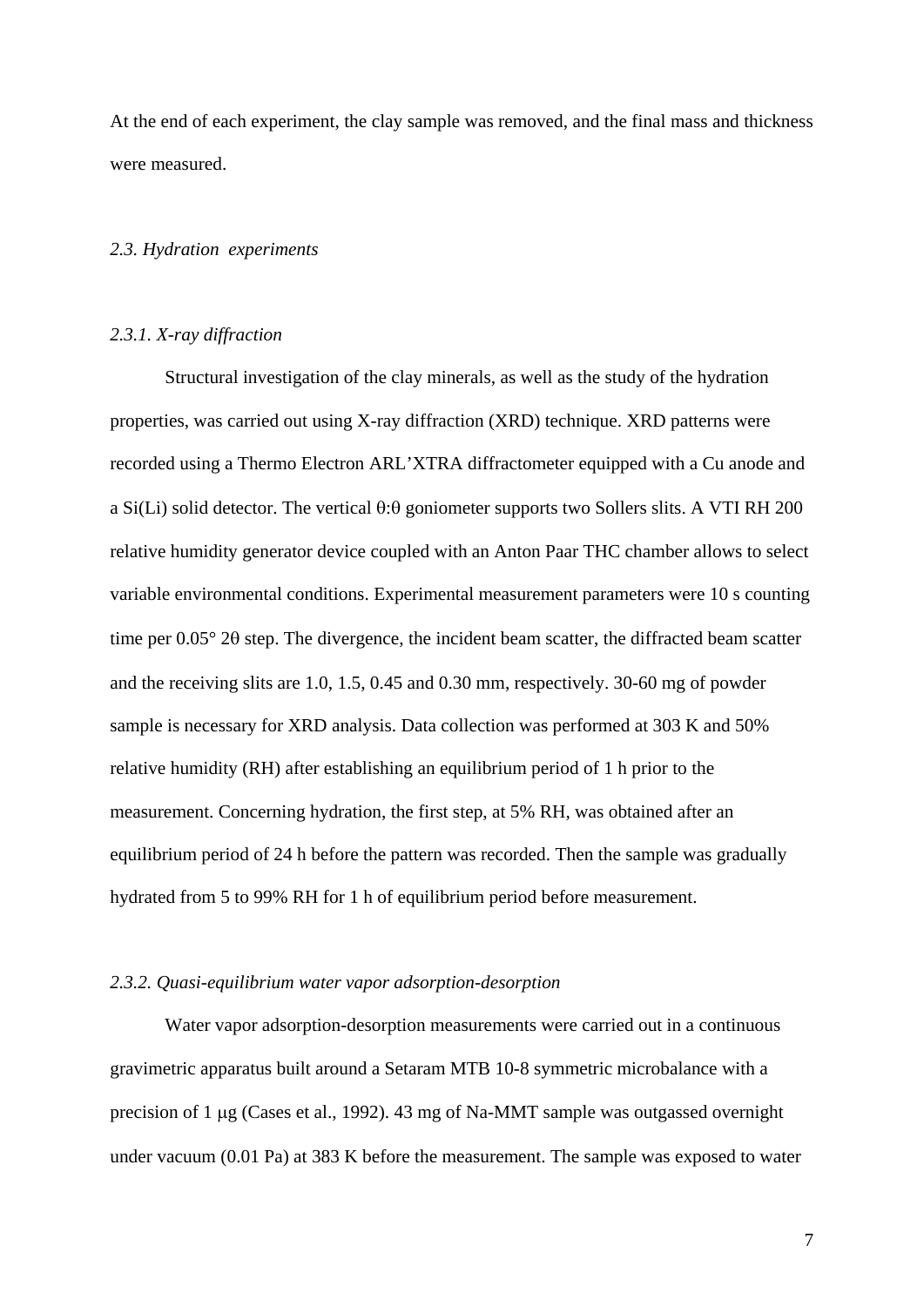At the end of each experiment, the clay sample was removed, and the final mass and thickness were measured.

### *2.3. Hydration experiments*

#### *2.3.1. X-ray diffraction*

Structural investigation of the clay minerals, as well as the study of the hydration properties, was carried out using X-ray diffraction (XRD) technique. XRD patterns were recorded using a Thermo Electron ARL'XTRA diffractometer equipped with a Cu anode and a Si(Li) solid detector. The vertical θ:θ goniometer supports two Sollers slits. A VTI RH 200 relative humidity generator device coupled with an Anton Paar THC chamber allows to select variable environmental conditions. Experimental measurement parameters were 10 s counting time per 0.05° 2θ step. The divergence, the incident beam scatter, the diffracted beam scatter and the receiving slits are 1.0, 1.5, 0.45 and 0.30 mm, respectively. 30-60 mg of powder sample is necessary for XRD analysis. Data collection was performed at 303 K and 50% relative humidity (RH) after establishing an equilibrium period of 1 h prior to the measurement. Concerning hydration, the first step, at 5% RH, was obtained after an equilibrium period of 24 h before the pattern was recorded. Then the sample was gradually hydrated from 5 to 99% RH for 1 h of equilibrium period before measurement.

#### *2.3.2. Quasi-equilibrium water vapor adsorption-desorption*

Water vapor adsorption-desorption measurements were carried out in a continuous gravimetric apparatus built around a Setaram MTB 10-8 symmetric microbalance with a precision of 1 μg (Cases et al., 1992). 43 mg of Na-MMT sample was outgassed overnight under vacuum (0.01 Pa) at 383 K before the measurement. The sample was exposed to water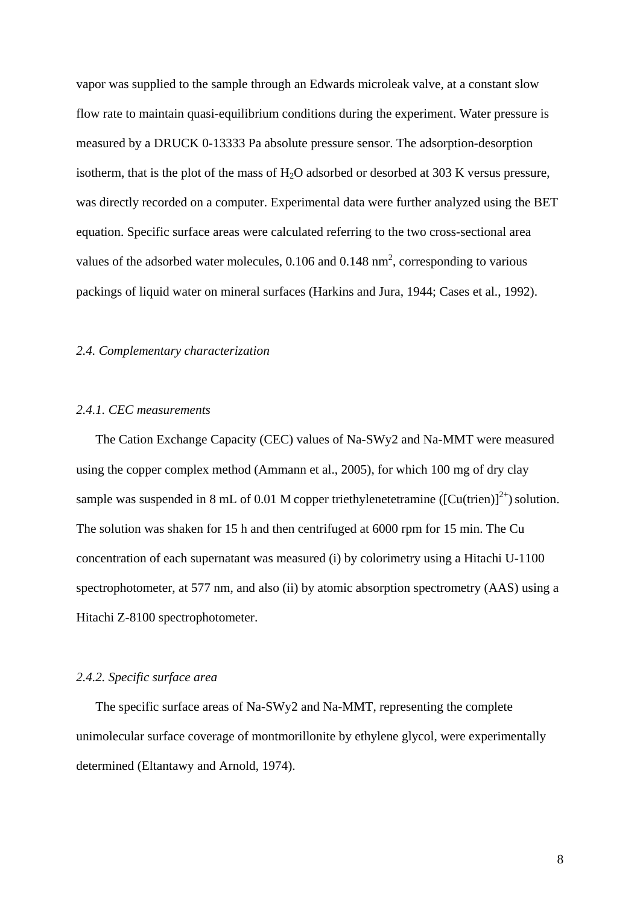vapor was supplied to the sample through an Edwards microleak valve, at a constant slow flow rate to maintain quasi-equilibrium conditions during the experiment. Water pressure is measured by a DRUCK 0-13333 Pa absolute pressure sensor. The adsorption-desorption isotherm, that is the plot of the mass of $H_2O$ adsorbed or desorbed at 303 K versus pressure, was directly recorded on a computer. Experimental data were further analyzed using the BET equation. Specific surface areas were calculated referring to the two cross-sectional area values of the adsorbed water molecules, 0.106 and 0.148 $nm^2$, corresponding to various packings of liquid water on mineral surfaces (Harkins and Jura, 1944; Cases et al., 1992).

### *2.4. Complementary characterization*

#### *2.4.1. CEC measurements*

The Cation Exchange Capacity (CEC) values of Na-SWy2 and Na-MMT were measured using the copper complex method (Ammann et al., 2005), for which 100 mg of dry clay sample was suspended in 8 mL of 0.01 M copper triethylenetetramine ($[Cu(trien)]^{2+}$) solution. The solution was shaken for 15 h and then centrifuged at 6000 rpm for 15 min. The Cu concentration of each supernatant was measured (i) by colorimetry using a Hitachi U-1100 spectrophotometer, at 577 nm, and also (ii) by atomic absorption spectrometry (AAS) using a Hitachi Z-8100 spectrophotometer.

#### *2.4.2. Specific surface area*

The specific surface areas of Na-SWy2 and Na-MMT, representing the complete unimolecular surface coverage of montmorillonite by ethylene glycol, were experimentally determined (Eltantawy and Arnold, 1974).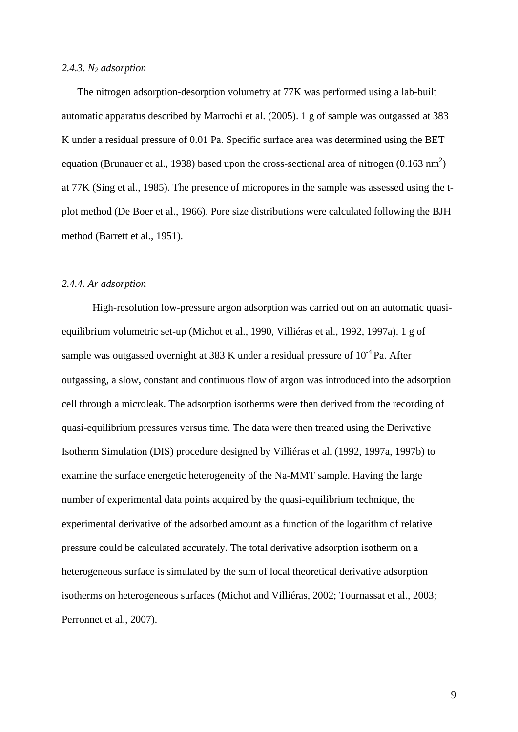*2.4.3. $N_2$ adsorption*

The nitrogen adsorption-desorption volumetry at 77K was performed using a lab-built automatic apparatus described by Marrochi et al. (2005). 1 g of sample was outgassed at 383 K under a residual pressure of 0.01 Pa. Specific surface area was determined using the BET equation (Brunauer et al., 1938) based upon the cross-sectional area of nitrogen (0.163 $nm^2$) at 77K (Sing et al., 1985). The presence of micropores in the sample was assessed using the t-plot method (De Boer et al., 1966). Pore size distributions were calculated following the BJH method (Barrett et al., 1951).

*2.4.4. Ar adsorption*

High-resolution low-pressure argon adsorption was carried out on an automatic quasi-equilibrium volumetric set-up (Michot et al., 1990, Villiéras et al., 1992, 1997a). 1 g of sample was outgassed overnight at 383 K under a residual pressure of $10^{-4}$ Pa. After outgassing, a slow, constant and continuous flow of argon was introduced into the adsorption cell through a microleak. The adsorption isotherms were then derived from the recording of quasi-equilibrium pressures versus time. The data were then treated using the Derivative Isotherm Simulation (DIS) procedure designed by Villiéras et al. (1992, 1997a, 1997b) to examine the surface energetic heterogeneity of the Na-MMT sample. Having the large number of experimental data points acquired by the quasi-equilibrium technique, the experimental derivative of the adsorbed amount as a function of the logarithm of relative pressure could be calculated accurately. The total derivative adsorption isotherm on a heterogeneous surface is simulated by the sum of local theoretical derivative adsorption isotherms on heterogeneous surfaces (Michot and Villiéras, 2002; Tournassat et al., 2003; Perronnet et al., 2007).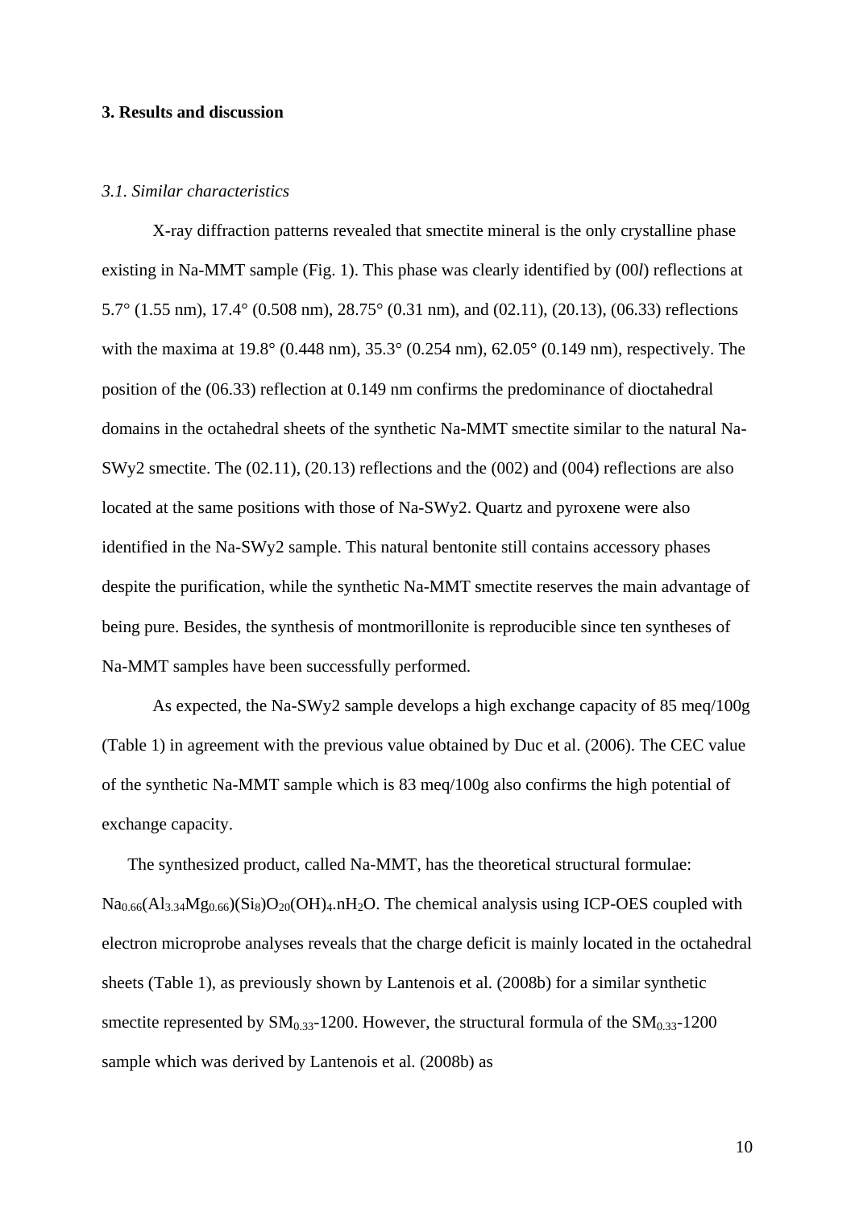## 3. Results and discussion

### *3.1. Similar characteristics*

X-ray diffraction patterns revealed that smectite mineral is the only crystalline phase existing in Na-MMT sample (Fig. 1). This phase was clearly identified by (00*l*) reflections at 5.7° (1.55 nm), 17.4° (0.508 nm), 28.75° (0.31 nm), and (02.11), (20.13), (06.33) reflections with the maxima at 19.8° (0.448 nm), 35.3° (0.254 nm), 62.05° (0.149 nm), respectively. The position of the (06.33) reflection at 0.149 nm confirms the predominance of dioctahedral domains in the octahedral sheets of the synthetic Na-MMT smectite similar to the natural Na-SWy2 smectite. The (02.11), (20.13) reflections and the (002) and (004) reflections are also located at the same positions with those of Na-SWy2. Quartz and pyroxene were also identified in the Na-SWy2 sample. This natural bentonite still contains accessory phases despite the purification, while the synthetic Na-MMT smectite reserves the main advantage of being pure. Besides, the synthesis of montmorillonite is reproducible since ten syntheses of Na-MMT samples have been successfully performed.

As expected, the Na-SWy2 sample develops a high exchange capacity of 85 meq/100g (Table 1) in agreement with the previous value obtained by Duc et al. (2006). The CEC value of the synthetic Na-MMT sample which is 83 meq/100g also confirms the high potential of exchange capacity.

The synthesized product, called Na-MMT, has the theoretical structural formulae: $Na_{0.66}(Al_{3.34}Mg_{0.66})(Si_8)O_{20}(OH)_4.nH_2O$. The chemical analysis using ICP-OES coupled with electron microprobe analyses reveals that the charge deficit is mainly located in the octahedral sheets (Table 1), as previously shown by Lantenois et al. (2008b) for a similar synthetic smectite represented by $SM_{0.33}$-1200. However, the structural formula of the $SM_{0.33}$-1200 sample which was derived by Lantenois et al. (2008b) as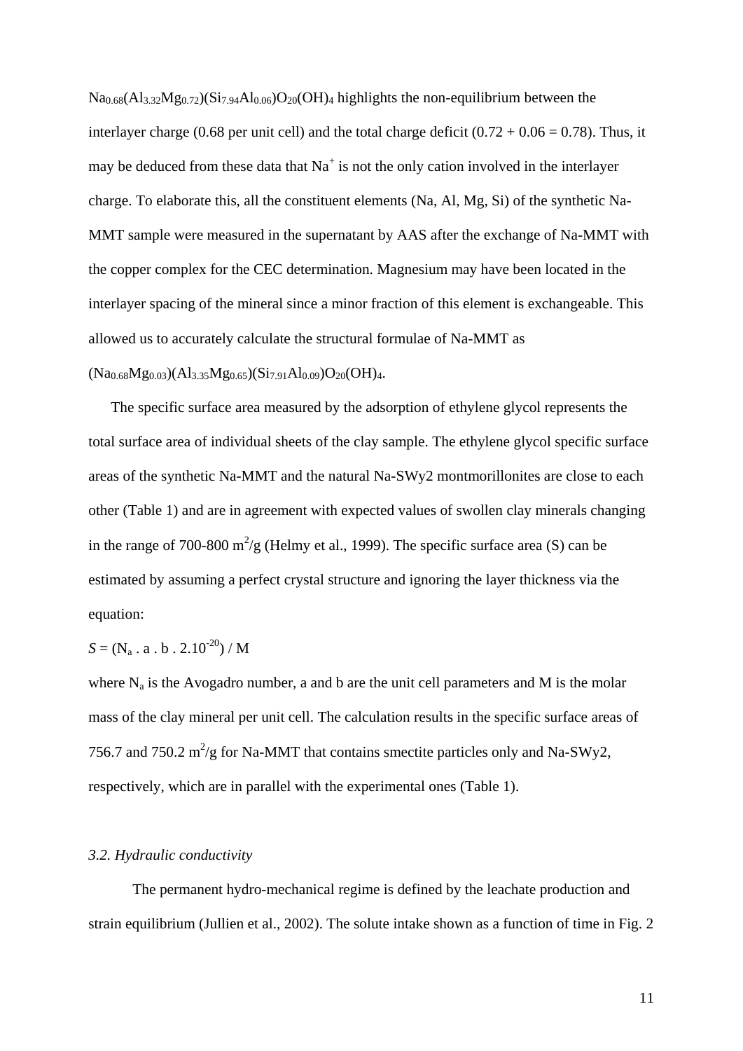$Na_{0.68}(Al_{3.32}Mg_{0.72})(Si_{7.94}Al_{0.06})O_{20}(OH)_4$ highlights the non-equilibrium between the interlayer charge (0.68 per unit cell) and the total charge deficit (0.72 + 0.06 = 0.78). Thus, it may be deduced from these data that $Na^+$ is not the only cation involved in the interlayer charge. To elaborate this, all the constituent elements (Na, Al, Mg, Si) of the synthetic Na-MMT sample were measured in the supernatant by AAS after the exchange of Na-MMT with the copper complex for the CEC determination. Magnesium may have been located in the interlayer spacing of the mineral since a minor fraction of this element is exchangeable. This allowed us to accurately calculate the structural formulae of Na-MMT as $(Na_{0.68}Mg_{0.03})(Al_{3.35}Mg_{0.65})(Si_{7.91}Al_{0.09})O_{20}(OH)_4$.

The specific surface area measured by the adsorption of ethylene glycol represents the total surface area of individual sheets of the clay sample. The ethylene glycol specific surface areas of the synthetic Na-MMT and the natural Na-SWy2 montmorillonites are close to each other (Table 1) and are in agreement with expected values of swollen clay minerals changing in the range of 700-800 $m^2/g$ (Helmy et al., 1999). The specific surface area (S) can be estimated by assuming a perfect crystal structure and ignoring the layer thickness via the equation:

$$S = (N_a \cdot a \cdot b \cdot 2.10^{-20}) / M$$

where $N_a$ is the Avogadro number, a and b are the unit cell parameters and M is the molar mass of the clay mineral per unit cell. The calculation results in the specific surface areas of 756.7 and 750.2 $m^2/g$ for Na-MMT that contains smectite particles only and Na-SWy2, respectively, which are in parallel with the experimental ones (Table 1).

### *3.2. Hydraulic conductivity*

The permanent hydro-mechanical regime is defined by the leachate production and strain equilibrium (Jullien et al., 2002). The solute intake shown as a function of time in Fig. 2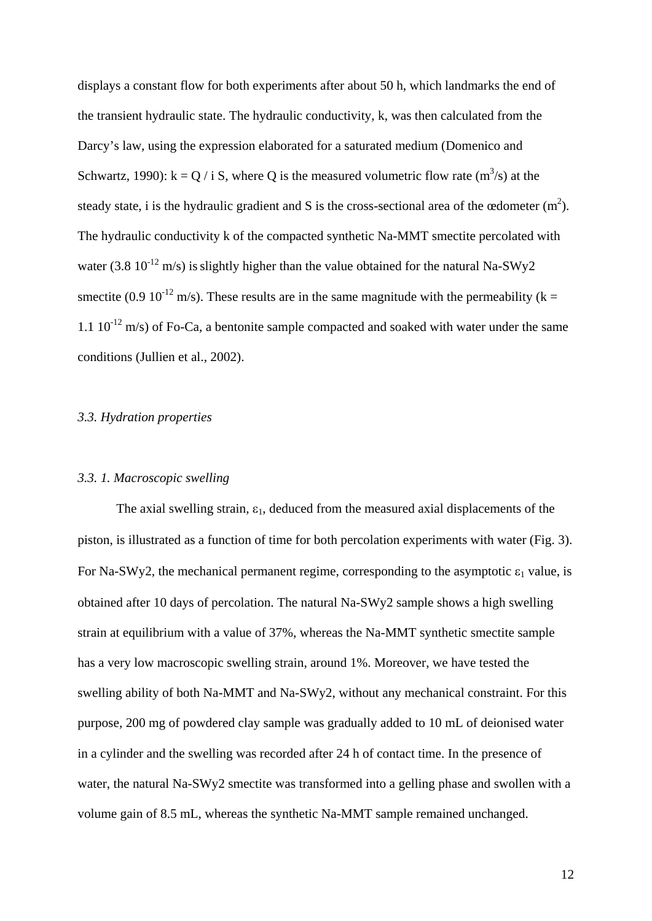displays a constant flow for both experiments after about 50 h, which landmarks the end of the transient hydraulic state. The hydraulic conductivity, k, was then calculated from the Darcy's law, using the expression elaborated for a saturated medium (Domenico and Schwartz, 1990): $k = Q / i S$, where Q is the measured volumetric flow rate ($m^3/s$) at the steady state, i is the hydraulic gradient and S is the cross-sectional area of the œdometer ($m^2$). The hydraulic conductivity k of the compacted synthetic Na-MMT smectite percolated with water ($3.8\ 10^{-12}$ m/s) is slightly higher than the value obtained for the natural Na-SWy2 smectite ($0.9\ 10^{-12}$ m/s). These results are in the same magnitude with the permeability ($k = 1.1\ 10^{-12}$ m/s) of Fo-Ca, a bentonite sample compacted and soaked with water under the same conditions (Jullien et al., 2002).

### *3.3. Hydration properties*

#### *3.3. 1. Macroscopic swelling*

The axial swelling strain, $\varepsilon_1$, deduced from the measured axial displacements of the piston, is illustrated as a function of time for both percolation experiments with water (Fig. 3). For Na-SWy2, the mechanical permanent regime, corresponding to the asymptotic $\varepsilon_1$ value, is obtained after 10 days of percolation. The natural Na-SWy2 sample shows a high swelling strain at equilibrium with a value of 37%, whereas the Na-MMT synthetic smectite sample has a very low macroscopic swelling strain, around 1%. Moreover, we have tested the swelling ability of both Na-MMT and Na-SWy2, without any mechanical constraint. For this purpose, 200 mg of powdered clay sample was gradually added to 10 mL of deionised water in a cylinder and the swelling was recorded after 24 h of contact time. In the presence of water, the natural Na-SWy2 smectite was transformed into a gelling phase and swollen with a volume gain of 8.5 mL, whereas the synthetic Na-MMT sample remained unchanged.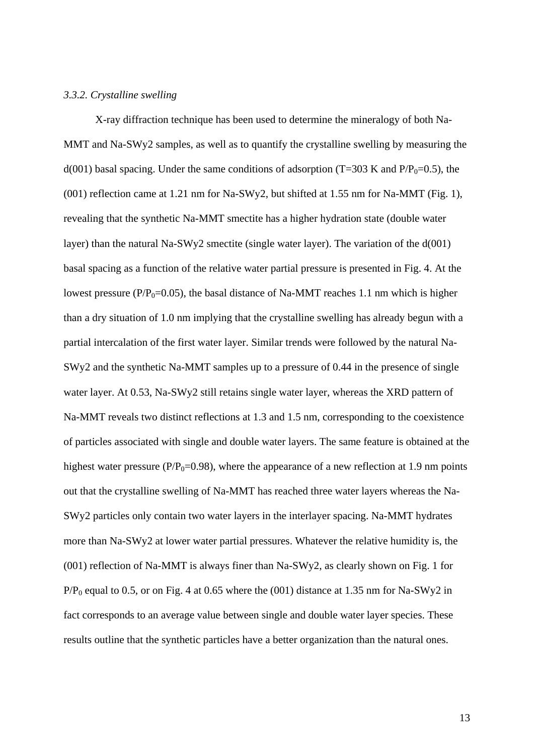### *3.3.2. Crystalline swelling*

X-ray diffraction technique has been used to determine the mineralogy of both Na-MMT and Na-SWy2 samples, as well as to quantify the crystalline swelling by measuring the d(001) basal spacing. Under the same conditions of adsorption (T=303 K and $P/P_0$=0.5), the (001) reflection came at 1.21 nm for Na-SWy2, but shifted at 1.55 nm for Na-MMT (Fig. 1), revealing that the synthetic Na-MMT smectite has a higher hydration state (double water layer) than the natural Na-SWy2 smectite (single water layer). The variation of the d(001) basal spacing as a function of the relative water partial pressure is presented in Fig. 4. At the lowest pressure ($P/P_0$=0.05), the basal distance of Na-MMT reaches 1.1 nm which is higher than a dry situation of 1.0 nm implying that the crystalline swelling has already begun with a partial intercalation of the first water layer. Similar trends were followed by the natural Na-SWy2 and the synthetic Na-MMT samples up to a pressure of 0.44 in the presence of single water layer. At 0.53, Na-SWy2 still retains single water layer, whereas the XRD pattern of Na-MMT reveals two distinct reflections at 1.3 and 1.5 nm, corresponding to the coexistence of particles associated with single and double water layers. The same feature is obtained at the highest water pressure ($P/P_0$=0.98), where the appearance of a new reflection at 1.9 nm points out that the crystalline swelling of Na-MMT has reached three water layers whereas the Na-SWy2 particles only contain two water layers in the interlayer spacing. Na-MMT hydrates more than Na-SWy2 at lower water partial pressures. Whatever the relative humidity is, the (001) reflection of Na-MMT is always finer than Na-SWy2, as clearly shown on Fig. 1 for $P/P_0$ equal to 0.5, or on Fig. 4 at 0.65 where the (001) distance at 1.35 nm for Na-SWy2 in fact corresponds to an average value between single and double water layer species. These results outline that the synthetic particles have a better organization than the natural ones.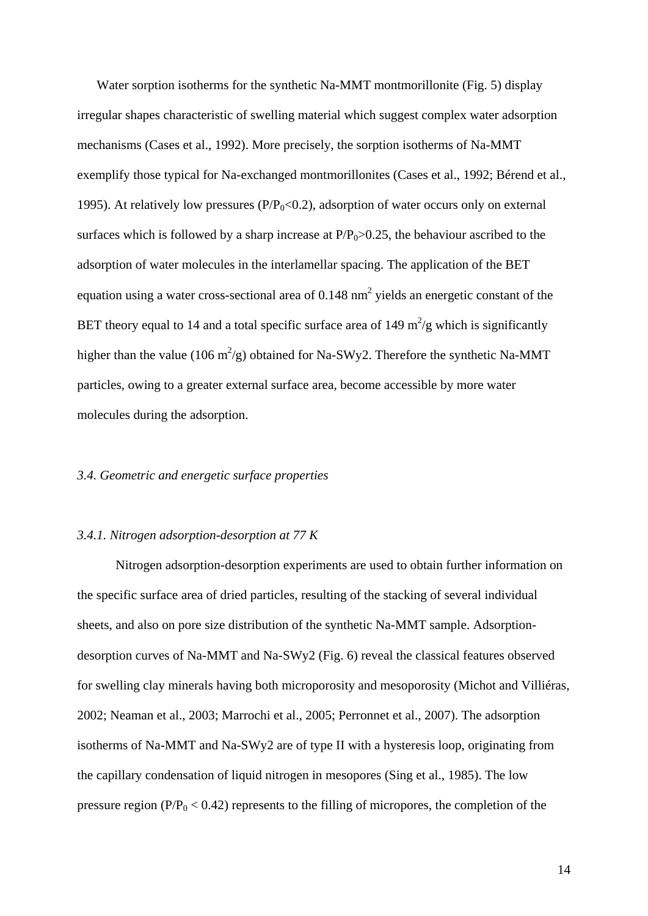Water sorption isotherms for the synthetic Na-MMT montmorillonite (Fig. 5) display irregular shapes characteristic of swelling material which suggest complex water adsorption mechanisms (Cases et al., 1992). More precisely, the sorption isotherms of Na-MMT exemplify those typical for Na-exchanged montmorillonites (Cases et al., 1992; Bérend et al., 1995). At relatively low pressures ($P/P_0<0.2$), adsorption of water occurs only on external surfaces which is followed by a sharp increase at $P/P_0>0.25$, the behaviour ascribed to the adsorption of water molecules in the interlamellar spacing. The application of the BET equation using a water cross-sectional area of 0.148 $nm^2$ yields an energetic constant of the BET theory equal to 14 and a total specific surface area of 149 $m^2/g$ which is significantly higher than the value (106 $m^2/g$) obtained for Na-SWy2. Therefore the synthetic Na-MMT particles, owing to a greater external surface area, become accessible by more water molecules during the adsorption.

### *3.4. Geometric and energetic surface properties*

#### *3.4.1. Nitrogen adsorption-desorption at 77 K*

Nitrogen adsorption-desorption experiments are used to obtain further information on the specific surface area of dried particles, resulting of the stacking of several individual sheets, and also on pore size distribution of the synthetic Na-MMT sample. Adsorption-desorption curves of Na-MMT and Na-SWy2 (Fig. 6) reveal the classical features observed for swelling clay minerals having both microporosity and mesoporosity (Michot and Villiéras, 2002; Neaman et al., 2003; Marrochi et al., 2005; Perronnet et al., 2007). The adsorption isotherms of Na-MMT and Na-SWy2 are of type II with a hysteresis loop, originating from the capillary condensation of liquid nitrogen in mesopores (Sing et al., 1985). The low pressure region ($P/P_0 < 0.42$) represents to the filling of micropores, the completion of the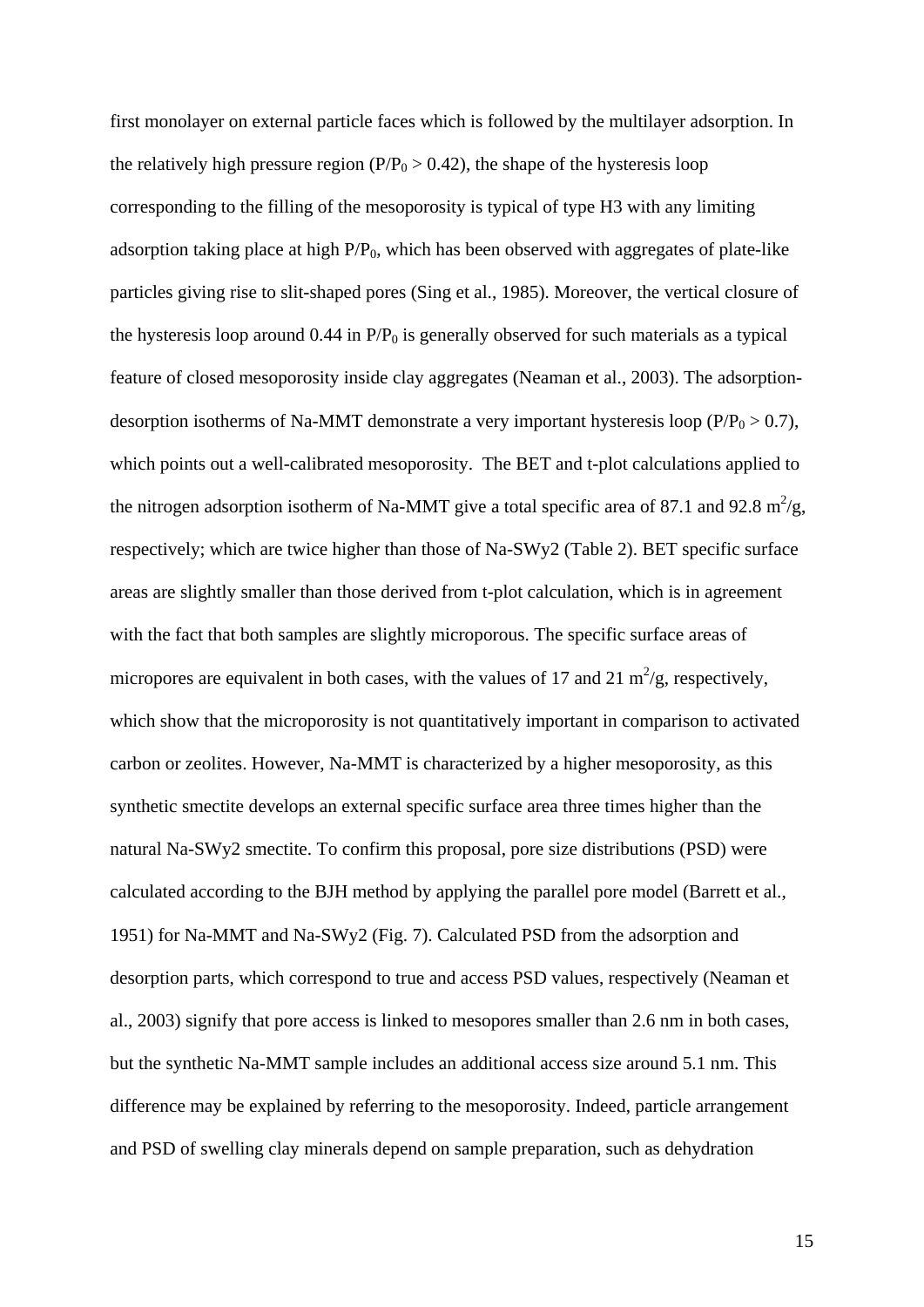first monolayer on external particle faces which is followed by the multilayer adsorption. In the relatively high pressure region ($P/P_0 > 0.42$), the shape of the hysteresis loop corresponding to the filling of the mesoporosity is typical of type H3 with any limiting adsorption taking place at high $P/P_0$, which has been observed with aggregates of plate-like particles giving rise to slit-shaped pores (Sing et al., 1985). Moreover, the vertical closure of the hysteresis loop around 0.44 in $P/P_0$ is generally observed for such materials as a typical feature of closed mesoporosity inside clay aggregates (Neaman et al., 2003). The adsorption-desorption isotherms of Na-MMT demonstrate a very important hysteresis loop ($P/P_0 > 0.7$), which points out a well-calibrated mesoporosity. The BET and t-plot calculations applied to the nitrogen adsorption isotherm of Na-MMT give a total specific area of 87.1 and 92.8 $m^2/g$, respectively; which are twice higher than those of Na-SWy2 (Table 2). BET specific surface areas are slightly smaller than those derived from t-plot calculation, which is in agreement with the fact that both samples are slightly microporous. The specific surface areas of micropores are equivalent in both cases, with the values of 17 and 21 $m^2/g$, respectively, which show that the microporosity is not quantitatively important in comparison to activated carbon or zeolites. However, Na-MMT is characterized by a higher mesoporosity, as this synthetic smectite develops an external specific surface area three times higher than the natural Na-SWy2 smectite. To confirm this proposal, pore size distributions (PSD) were calculated according to the BJH method by applying the parallel pore model (Barrett et al., 1951) for Na-MMT and Na-SWy2 (Fig. 7). Calculated PSD from the adsorption and desorption parts, which correspond to true and access PSD values, respectively (Neaman et al., 2003) signify that pore access is linked to mesopores smaller than 2.6 nm in both cases, but the synthetic Na-MMT sample includes an additional access size around 5.1 nm. This difference may be explained by referring to the mesoporosity. Indeed, particle arrangement and PSD of swelling clay minerals depend on sample preparation, such as dehydration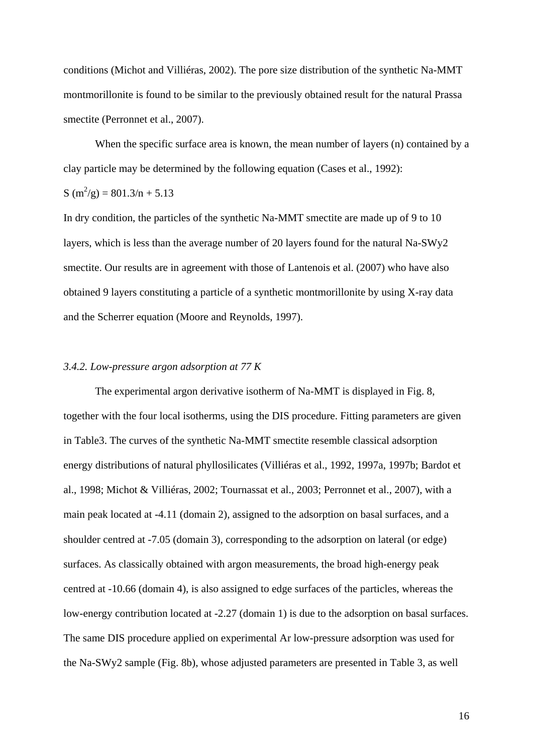conditions (Michot and Villiéras, 2002). The pore size distribution of the synthetic Na-MMT montmorillonite is found to be similar to the previously obtained result for the natural Prassa smectite (Perronnet et al., 2007).

When the specific surface area is known, the mean number of layers (n) contained by a clay particle may be determined by the following equation (Cases et al., 1992):

$$S\ (m^2/g) = 801.3/n + 5.13$$

In dry condition, the particles of the synthetic Na-MMT smectite are made up of 9 to 10 layers, which is less than the average number of 20 layers found for the natural Na-SWy2 smectite. Our results are in agreement with those of Lantenois et al. (2007) who have also obtained 9 layers constituting a particle of a synthetic montmorillonite by using X-ray data and the Scherrer equation (Moore and Reynolds, 1997).

### *3.4.2. Low-pressure argon adsorption at 77 K*

The experimental argon derivative isotherm of Na-MMT is displayed in Fig. 8, together with the four local isotherms, using the DIS procedure. Fitting parameters are given in Table3. The curves of the synthetic Na-MMT smectite resemble classical adsorption energy distributions of natural phyllosilicates (Villiéras et al., 1992, 1997a, 1997b; Bardot et al., 1998; Michot & Villiéras, 2002; Tournassat et al., 2003; Perronnet et al., 2007), with a main peak located at -4.11 (domain 2), assigned to the adsorption on basal surfaces, and a shoulder centred at -7.05 (domain 3), corresponding to the adsorption on lateral (or edge) surfaces. As classically obtained with argon measurements, the broad high-energy peak centred at -10.66 (domain 4), is also assigned to edge surfaces of the particles, whereas the low-energy contribution located at -2.27 (domain 1) is due to the adsorption on basal surfaces. The same DIS procedure applied on experimental Ar low-pressure adsorption was used for the Na-SWy2 sample (Fig. 8b), whose adjusted parameters are presented in Table 3, as well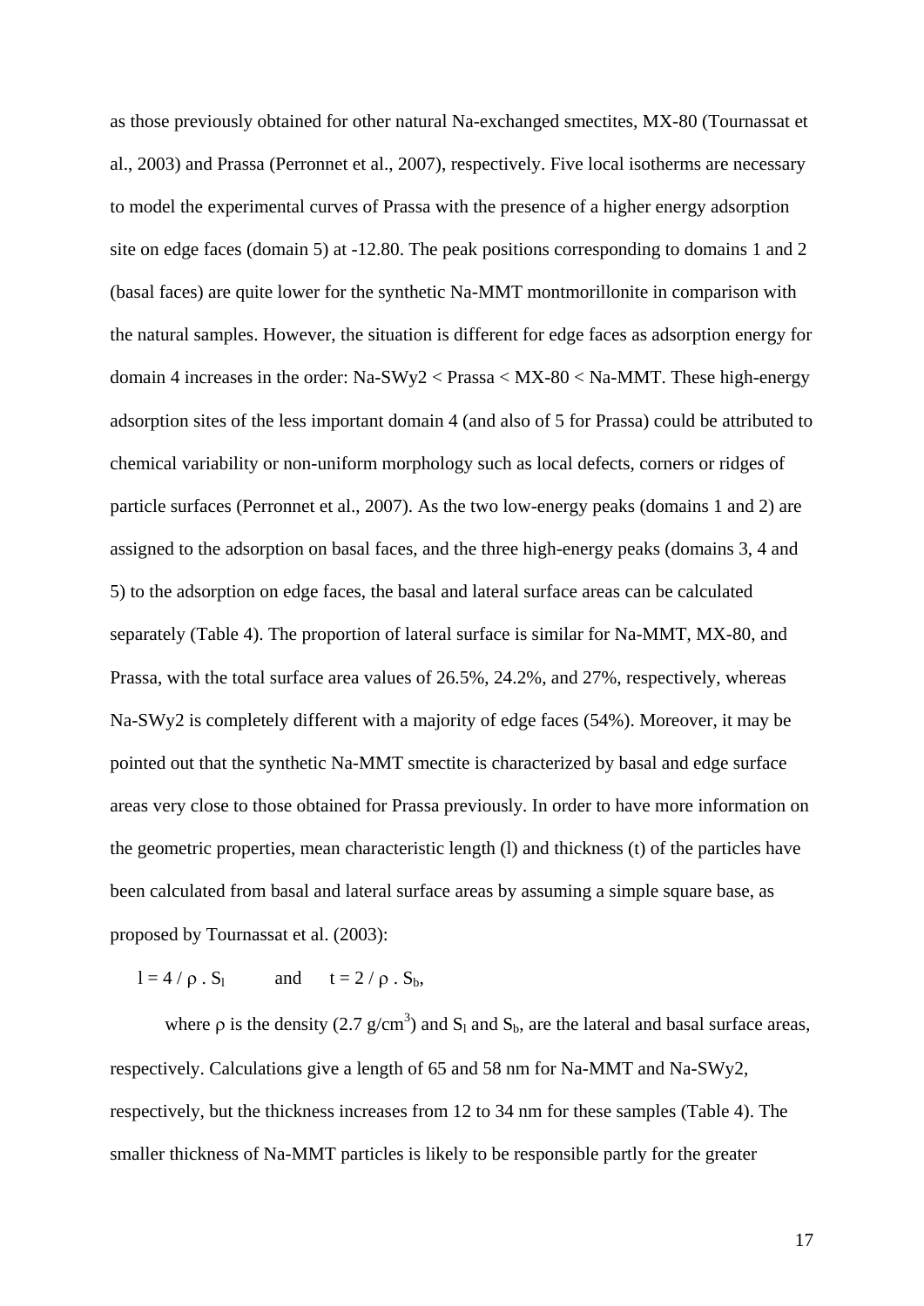as those previously obtained for other natural Na-exchanged smectites, MX-80 (Tournassat et al., 2003) and Prassa (Perronnet et al., 2007), respectively. Five local isotherms are necessary to model the experimental curves of Prassa with the presence of a higher energy adsorption site on edge faces (domain 5) at -12.80. The peak positions corresponding to domains 1 and 2 (basal faces) are quite lower for the synthetic Na-MMT montmorillonite in comparison with the natural samples. However, the situation is different for edge faces as adsorption energy for domain 4 increases in the order: Na-SWy2 < Prassa < MX-80 < Na-MMT. These high-energy adsorption sites of the less important domain 4 (and also of 5 for Prassa) could be attributed to chemical variability or non-uniform morphology such as local defects, corners or ridges of particle surfaces (Perronnet et al., 2007). As the two low-energy peaks (domains 1 and 2) are assigned to the adsorption on basal faces, and the three high-energy peaks (domains 3, 4 and 5) to the adsorption on edge faces, the basal and lateral surface areas can be calculated separately (Table 4). The proportion of lateral surface is similar for Na-MMT, MX-80, and Prassa, with the total surface area values of 26.5%, 24.2%, and 27%, respectively, whereas Na-SWy2 is completely different with a majority of edge faces (54%). Moreover, it may be pointed out that the synthetic Na-MMT smectite is characterized by basal and edge surface areas very close to those obtained for Prassa previously. In order to have more information on the geometric properties, mean characteristic length (l) and thickness (t) of the particles have been calculated from basal and lateral surface areas by assuming a simple square base, as proposed by Tournassat et al. (2003):

$l = 4 / \rho \,.\, S_l$ and $t = 2 / \rho \,.\, S_b$,

where $\rho$ is the density (2.7 $g/cm^3$) and $S_l$ and $S_b$, are the lateral and basal surface areas, respectively. Calculations give a length of 65 and 58 nm for Na-MMT and Na-SWy2, respectively, but the thickness increases from 12 to 34 nm for these samples (Table 4). The smaller thickness of Na-MMT particles is likely to be responsible partly for the greater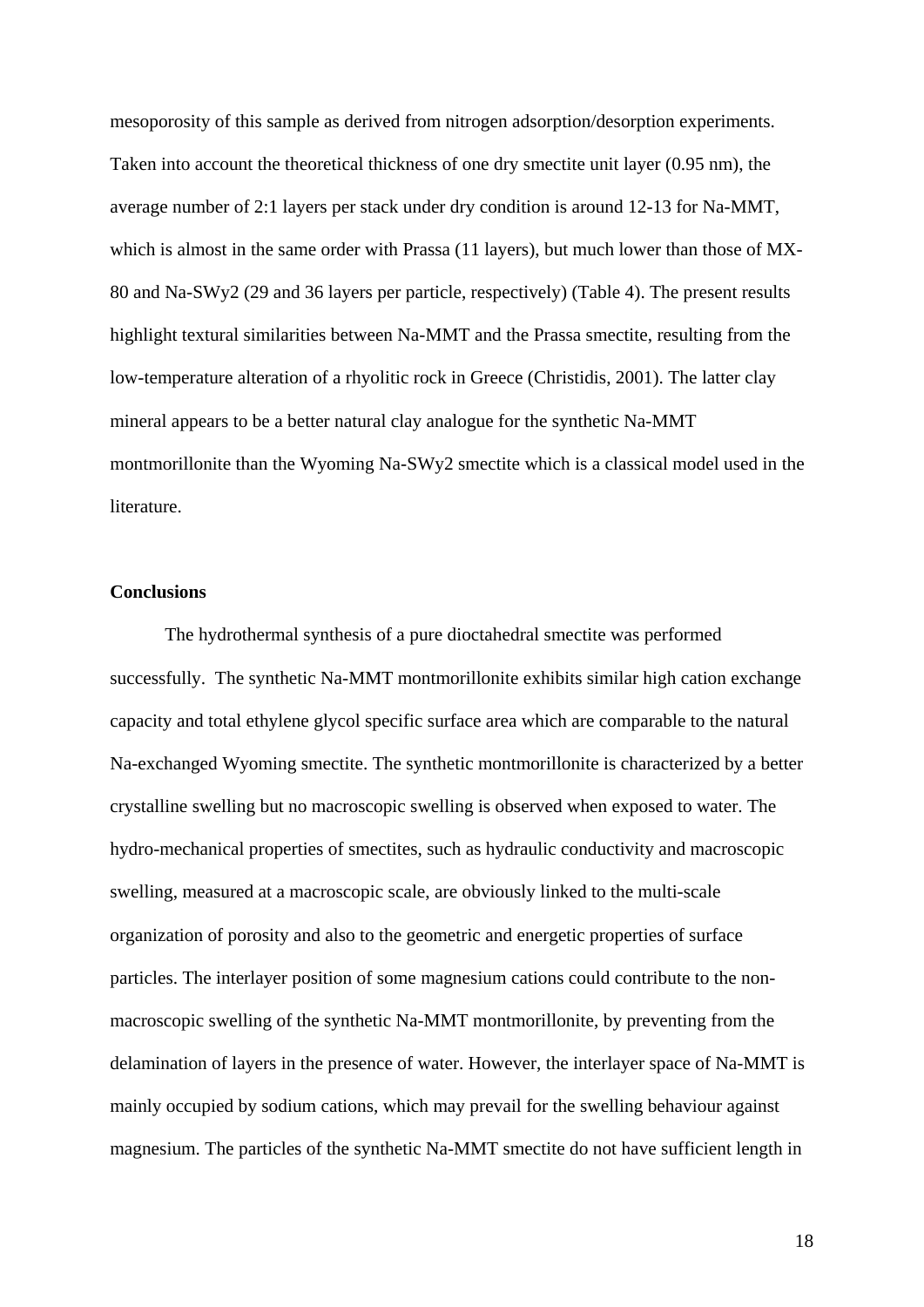mesoporosity of this sample as derived from nitrogen adsorption/desorption experiments. Taken into account the theoretical thickness of one dry smectite unit layer (0.95 nm), the average number of 2:1 layers per stack under dry condition is around 12-13 for Na-MMT, which is almost in the same order with Prassa (11 layers), but much lower than those of MX-80 and Na-SWy2 (29 and 36 layers per particle, respectively) (Table 4). The present results highlight textural similarities between Na-MMT and the Prassa smectite, resulting from the low-temperature alteration of a rhyolitic rock in Greece (Christidis, 2001). The latter clay mineral appears to be a better natural clay analogue for the synthetic Na-MMT montmorillonite than the Wyoming Na-SWy2 smectite which is a classical model used in the literature.

## Conclusions

The hydrothermal synthesis of a pure dioctahedral smectite was performed successfully. The synthetic Na-MMT montmorillonite exhibits similar high cation exchange capacity and total ethylene glycol specific surface area which are comparable to the natural Na-exchanged Wyoming smectite. The synthetic montmorillonite is characterized by a better crystalline swelling but no macroscopic swelling is observed when exposed to water. The hydro-mechanical properties of smectites, such as hydraulic conductivity and macroscopic swelling, measured at a macroscopic scale, are obviously linked to the multi-scale organization of porosity and also to the geometric and energetic properties of surface particles. The interlayer position of some magnesium cations could contribute to the non-macroscopic swelling of the synthetic Na-MMT montmorillonite, by preventing from the delamination of layers in the presence of water. However, the interlayer space of Na-MMT is mainly occupied by sodium cations, which may prevail for the swelling behaviour against magnesium. The particles of the synthetic Na-MMT smectite do not have sufficient length in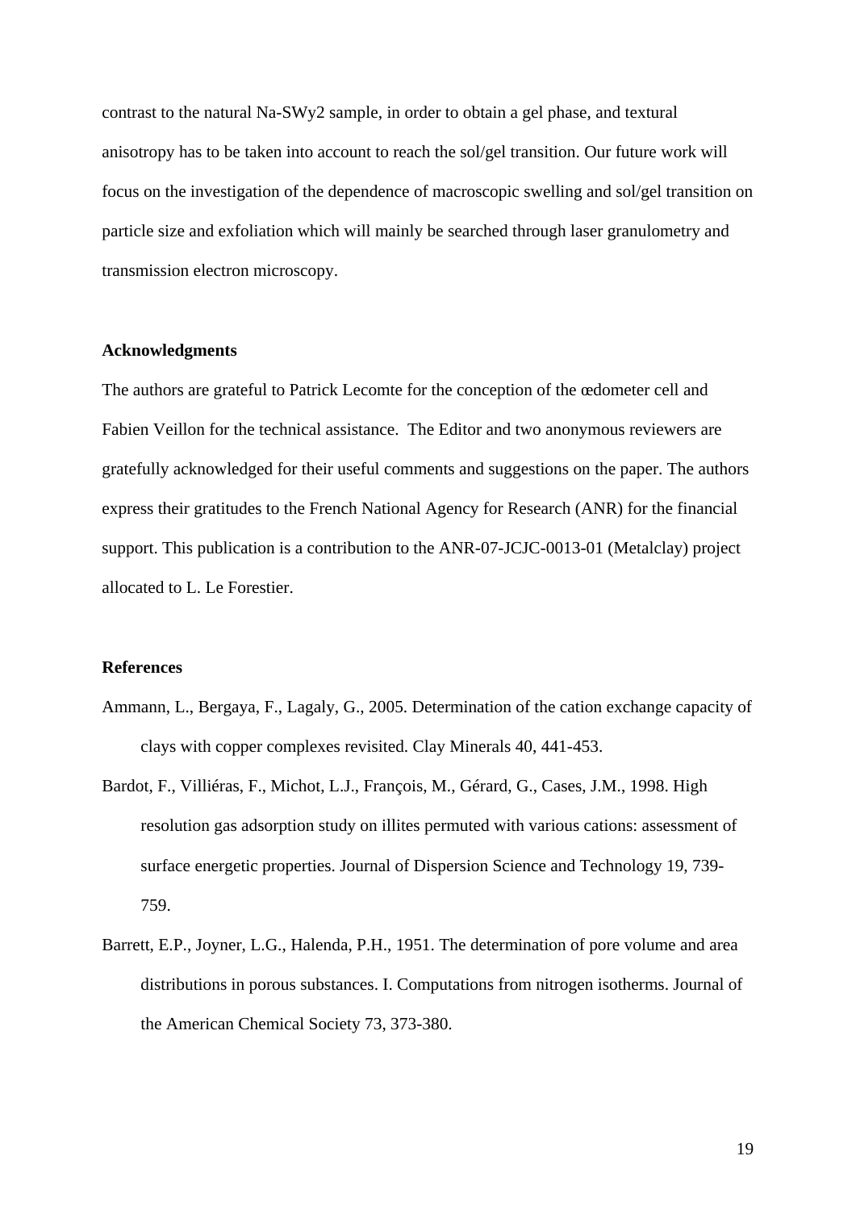contrast to the natural Na-SWy2 sample, in order to obtain a gel phase, and textural anisotropy has to be taken into account to reach the sol/gel transition. Our future work will focus on the investigation of the dependence of macroscopic swelling and sol/gel transition on particle size and exfoliation which will mainly be searched through laser granulometry and transmission electron microscopy.

## Acknowledgments

The authors are grateful to Patrick Lecomte for the conception of the œdometer cell and Fabien Veillon for the technical assistance. The Editor and two anonymous reviewers are gratefully acknowledged for their useful comments and suggestions on the paper. The authors express their gratitudes to the French National Agency for Research (ANR) for the financial support. This publication is a contribution to the ANR-07-JCJC-0013-01 (Metalclay) project allocated to L. Le Forestier.

## References

Ammann, L., Bergaya, F., Lagaly, G., 2005. Determination of the cation exchange capacity of clays with copper complexes revisited. Clay Minerals 40, 441-453.

Bardot, F., Villiéras, F., Michot, L.J., François, M., Gérard, G., Cases, J.M., 1998. High resolution gas adsorption study on illites permuted with various cations: assessment of surface energetic properties. Journal of Dispersion Science and Technology 19, 739-759.

Barrett, E.P., Joyner, L.G., Halenda, P.H., 1951. The determination of pore volume and area distributions in porous substances. I. Computations from nitrogen isotherms. Journal of the American Chemical Society 73, 373-380.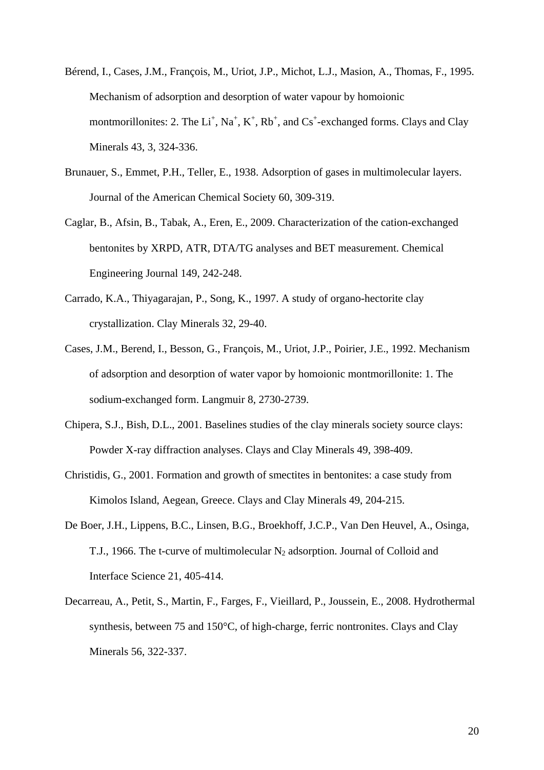Bérend, I., Cases, J.M., François, M., Uriot, J.P., Michot, L.J., Masion, A., Thomas, F., 1995. Mechanism of adsorption and desorption of water vapour by homoionic montmorillonites: 2. The $Li^+$, $Na^+$, $K^+$, $Rb^+$, and $Cs^+$-exchanged forms. Clays and Clay Minerals 43, 3, 324-336.

Brunauer, S., Emmet, P.H., Teller, E., 1938. Adsorption of gases in multimolecular layers. Journal of the American Chemical Society 60, 309-319.

Caglar, B., Afsin, B., Tabak, A., Eren, E., 2009. Characterization of the cation-exchanged bentonites by XRPD, ATR, DTA/TG analyses and BET measurement. Chemical Engineering Journal 149, 242-248.

Carrado, K.A., Thiyagarajan, P., Song, K., 1997. A study of organo-hectorite clay crystallization. Clay Minerals 32, 29-40.

Cases, J.M., Berend, I., Besson, G., François, M., Uriot, J.P., Poirier, J.E., 1992. Mechanism of adsorption and desorption of water vapor by homoionic montmorillonite: 1. The sodium-exchanged form. Langmuir 8, 2730-2739.

Chipera, S.J., Bish, D.L., 2001. Baselines studies of the clay minerals society source clays: Powder X-ray diffraction analyses. Clays and Clay Minerals 49, 398-409.

Christidis, G., 2001. Formation and growth of smectites in bentonites: a case study from Kimolos Island, Aegean, Greece. Clays and Clay Minerals 49, 204-215.

De Boer, J.H., Lippens, B.C., Linsen, B.G., Broekhoff, J.C.P., Van Den Heuvel, A., Osinga, T.J., 1966. The t-curve of multimolecular $N_2$ adsorption. Journal of Colloid and Interface Science 21, 405-414.

Decarreau, A., Petit, S., Martin, F., Farges, F., Vieillard, P., Joussein, E., 2008. Hydrothermal synthesis, between 75 and 150°C, of high-charge, ferric nontronites. Clays and Clay Minerals 56, 322-337.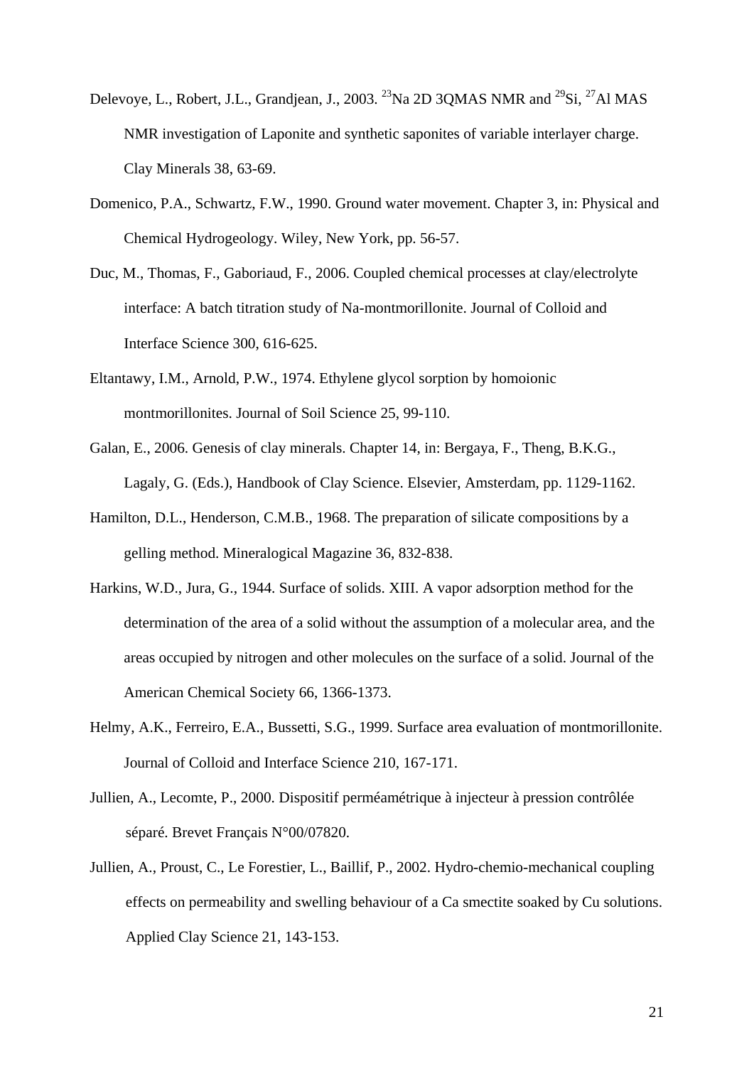Delevoye, L., Robert, J.L., Grandjean, J., 2003. $^{23}$Na 2D 3QMAS NMR and $^{29}$Si, $^{27}$Al MAS NMR investigation of Laponite and synthetic saponites of variable interlayer charge. Clay Minerals 38, 63-69.

Domenico, P.A., Schwartz, F.W., 1990. Ground water movement. Chapter 3, in: Physical and Chemical Hydrogeology. Wiley, New York, pp. 56-57.

Duc, M., Thomas, F., Gaboriaud, F., 2006. Coupled chemical processes at clay/electrolyte interface: A batch titration study of Na-montmorillonite. Journal of Colloid and Interface Science 300, 616-625.

Eltantawy, I.M., Arnold, P.W., 1974. Ethylene glycol sorption by homoionic montmorillonites. Journal of Soil Science 25, 99-110.

Galan, E., 2006. Genesis of clay minerals. Chapter 14, in: Bergaya, F., Theng, B.K.G., Lagaly, G. (Eds.), Handbook of Clay Science. Elsevier, Amsterdam, pp. 1129-1162.

Hamilton, D.L., Henderson, C.M.B., 1968. The preparation of silicate compositions by a gelling method. Mineralogical Magazine 36, 832-838.

Harkins, W.D., Jura, G., 1944. Surface of solids. XIII. A vapor adsorption method for the determination of the area of a solid without the assumption of a molecular area, and the areas occupied by nitrogen and other molecules on the surface of a solid. Journal of the American Chemical Society 66, 1366-1373.

Helmy, A.K., Ferreiro, E.A., Bussetti, S.G., 1999. Surface area evaluation of montmorillonite. Journal of Colloid and Interface Science 210, 167-171.

Jullien, A., Lecomte, P., 2000. Dispositif perméamétrique à injecteur à pression contrôlée séparé. Brevet Français N°00/07820.

Jullien, A., Proust, C., Le Forestier, L., Baillif, P., 2002. Hydro-chemio-mechanical coupling effects on permeability and swelling behaviour of a Ca smectite soaked by Cu solutions. Applied Clay Science 21, 143-153.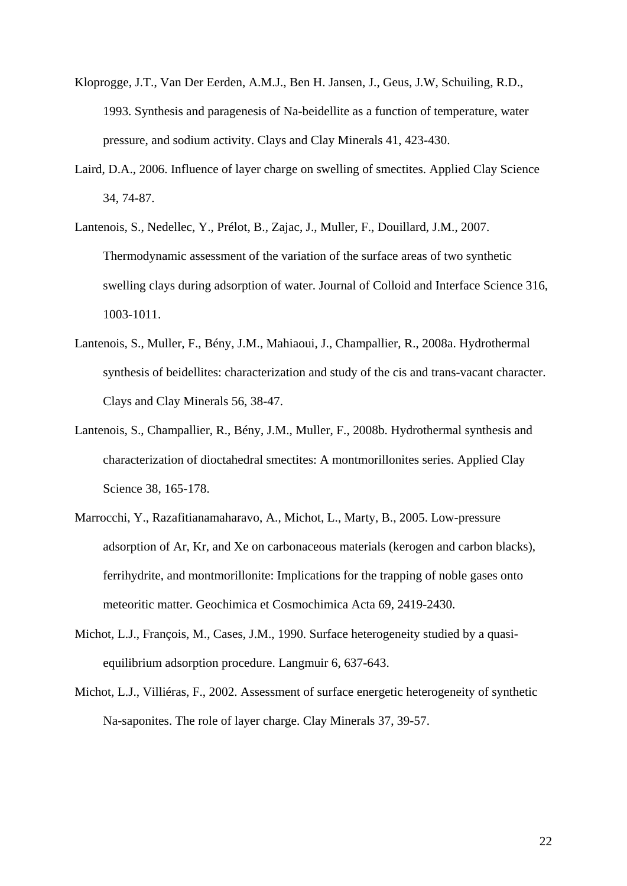Kloprogge, J.T., Van Der Eerden, A.M.J., Ben H. Jansen, J., Geus, J.W, Schuiling, R.D., 1993. Synthesis and paragenesis of Na-beidellite as a function of temperature, water pressure, and sodium activity. Clays and Clay Minerals 41, 423-430.

Laird, D.A., 2006. Influence of layer charge on swelling of smectites. Applied Clay Science 34, 74-87.

Lantenois, S., Nedellec, Y., Prélot, B., Zajac, J., Muller, F., Douillard, J.M., 2007. Thermodynamic assessment of the variation of the surface areas of two synthetic swelling clays during adsorption of water. Journal of Colloid and Interface Science 316, 1003-1011.

Lantenois, S., Muller, F., Bény, J.M., Mahiaoui, J., Champallier, R., 2008a. Hydrothermal synthesis of beidellites: characterization and study of the cis and trans-vacant character. Clays and Clay Minerals 56, 38-47.

Lantenois, S., Champallier, R., Bény, J.M., Muller, F., 2008b. Hydrothermal synthesis and characterization of dioctahedral smectites: A montmorillonites series. Applied Clay Science 38, 165-178.

Marrocchi, Y., Razafitianamaharavo, A., Michot, L., Marty, B., 2005. Low-pressure adsorption of Ar, Kr, and Xe on carbonaceous materials (kerogen and carbon blacks), ferrihydrite, and montmorillonite: Implications for the trapping of noble gases onto meteoritic matter. Geochimica et Cosmochimica Acta 69, 2419-2430.

Michot, L.J., François, M., Cases, J.M., 1990. Surface heterogeneity studied by a quasi-equilibrium adsorption procedure. Langmuir 6, 637-643.

Michot, L.J., Villiéras, F., 2002. Assessment of surface energetic heterogeneity of synthetic Na-saponites. The role of layer charge. Clay Minerals 37, 39-57.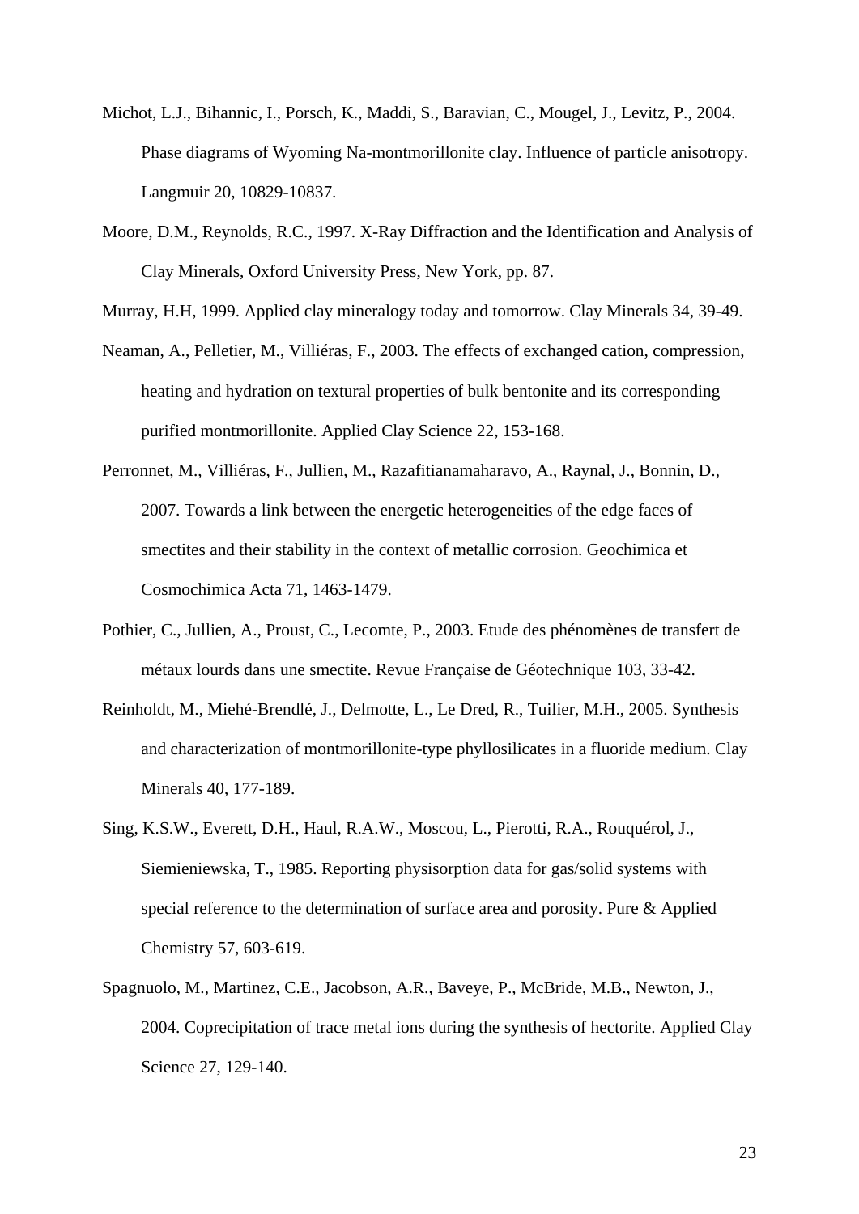Michot, L.J., Bihannic, I., Porsch, K., Maddi, S., Baravian, C., Mougel, J., Levitz, P., 2004. Phase diagrams of Wyoming Na-montmorillonite clay. Influence of particle anisotropy. Langmuir 20, 10829-10837.

Moore, D.M., Reynolds, R.C., 1997. X-Ray Diffraction and the Identification and Analysis of Clay Minerals, Oxford University Press, New York, pp. 87.

Murray, H.H, 1999. Applied clay mineralogy today and tomorrow. Clay Minerals 34, 39-49.

Neaman, A., Pelletier, M., Villiéras, F., 2003. The effects of exchanged cation, compression, heating and hydration on textural properties of bulk bentonite and its corresponding purified montmorillonite. Applied Clay Science 22, 153-168.

Perronnet, M., Villiéras, F., Jullien, M., Razafitianamaharavo, A., Raynal, J., Bonnin, D., 2007. Towards a link between the energetic heterogeneities of the edge faces of smectites and their stability in the context of metallic corrosion. Geochimica et Cosmochimica Acta 71, 1463-1479.

Pothier, C., Jullien, A., Proust, C., Lecomte, P., 2003. Etude des phénomènes de transfert de métaux lourds dans une smectite. Revue Française de Géotechnique 103, 33-42.

Reinholdt, M., Miehé-Brendlé, J., Delmotte, L., Le Dred, R., Tuilier, M.H., 2005. Synthesis and characterization of montmorillonite-type phyllosilicates in a fluoride medium. Clay Minerals 40, 177-189.

Sing, K.S.W., Everett, D.H., Haul, R.A.W., Moscou, L., Pierotti, R.A., Rouquérol, J., Siemieniewska, T., 1985. Reporting physisorption data for gas/solid systems with special reference to the determination of surface area and porosity. Pure & Applied Chemistry 57, 603-619.

Spagnuolo, M., Martinez, C.E., Jacobson, A.R., Baveye, P., McBride, M.B., Newton, J., 2004. Coprecipitation of trace metal ions during the synthesis of hectorite. Applied Clay Science 27, 129-140.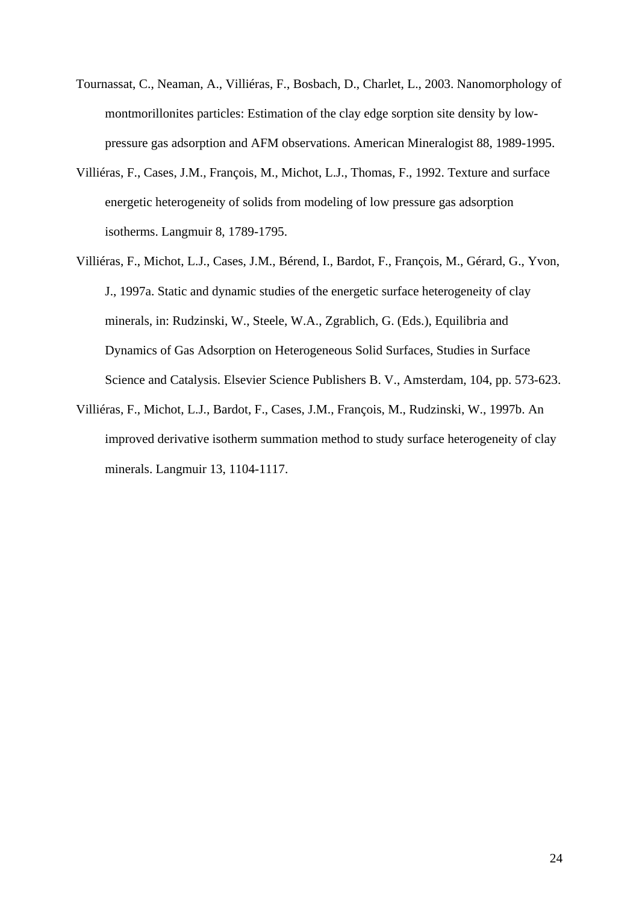Tournassat, C., Neaman, A., Villiéras, F., Bosbach, D., Charlet, L., 2003. Nanomorphology of montmorillonites particles: Estimation of the clay edge sorption site density by low-pressure gas adsorption and AFM observations. American Mineralogist 88, 1989-1995.

Villiéras, F., Cases, J.M., François, M., Michot, L.J., Thomas, F., 1992. Texture and surface energetic heterogeneity of solids from modeling of low pressure gas adsorption isotherms. Langmuir 8, 1789-1795.

Villiéras, F., Michot, L.J., Cases, J.M., Bérend, I., Bardot, F., François, M., Gérard, G., Yvon, J., 1997a. Static and dynamic studies of the energetic surface heterogeneity of clay minerals, in: Rudzinski, W., Steele, W.A., Zgrablich, G. (Eds.), Equilibria and Dynamics of Gas Adsorption on Heterogeneous Solid Surfaces, Studies in Surface Science and Catalysis. Elsevier Science Publishers B. V., Amsterdam, 104, pp. 573-623.

Villiéras, F., Michot, L.J., Bardot, F., Cases, J.M., François, M., Rudzinski, W., 1997b. An improved derivative isotherm summation method to study surface heterogeneity of clay minerals. Langmuir 13, 1104-1117.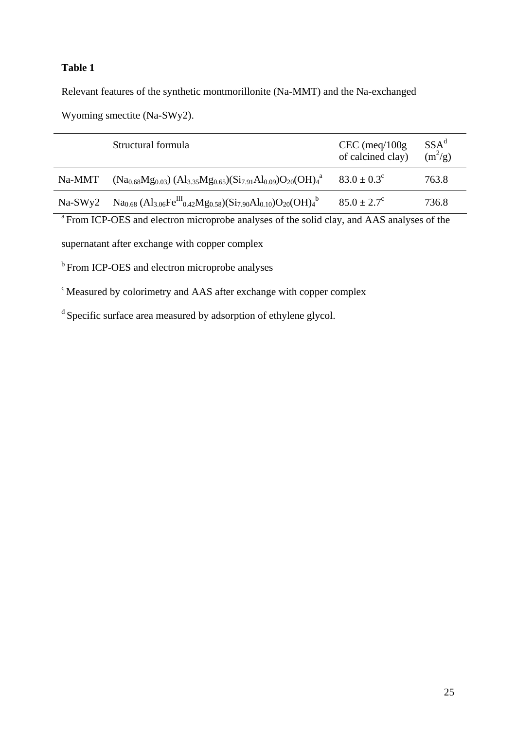**Table 1**

Relevant features of the synthetic montmorillonite (Na-MMT) and the Na-exchanged Wyoming smectite (Na-SWy2).

| | Structural formula | CEC (meq/100g of calcined clay) | SSA[d] ($m^2/g$) |
|---|---|---|---|
| Na-MMT | $(Na_{0.68}Mg_{0.03})\ (Al_{3.35}Mg_{0.65})(Si_{7.91}Al_{0.09})O_{20}(OH)_4$[a] | $83.0 \pm 0.3$[c] | 763.8 |
| Na-SWy2 | $Na_{0.68}\ (Al_{3.06}Fe^{III}_{0.42}Mg_{0.58})(Si_{7.90}Al_{0.10})O_{20}(OH)_4$[b] | $85.0 \pm 2.7$[c] | 736.8 |

[a] From ICP-OES and electron microprobe analyses of the solid clay, and AAS analyses of the supernatant after exchange with copper complex

[b] From ICP-OES and electron microprobe analyses

[c] Measured by colorimetry and AAS after exchange with copper complex

[d] Specific surface area measured by adsorption of ethylene glycol.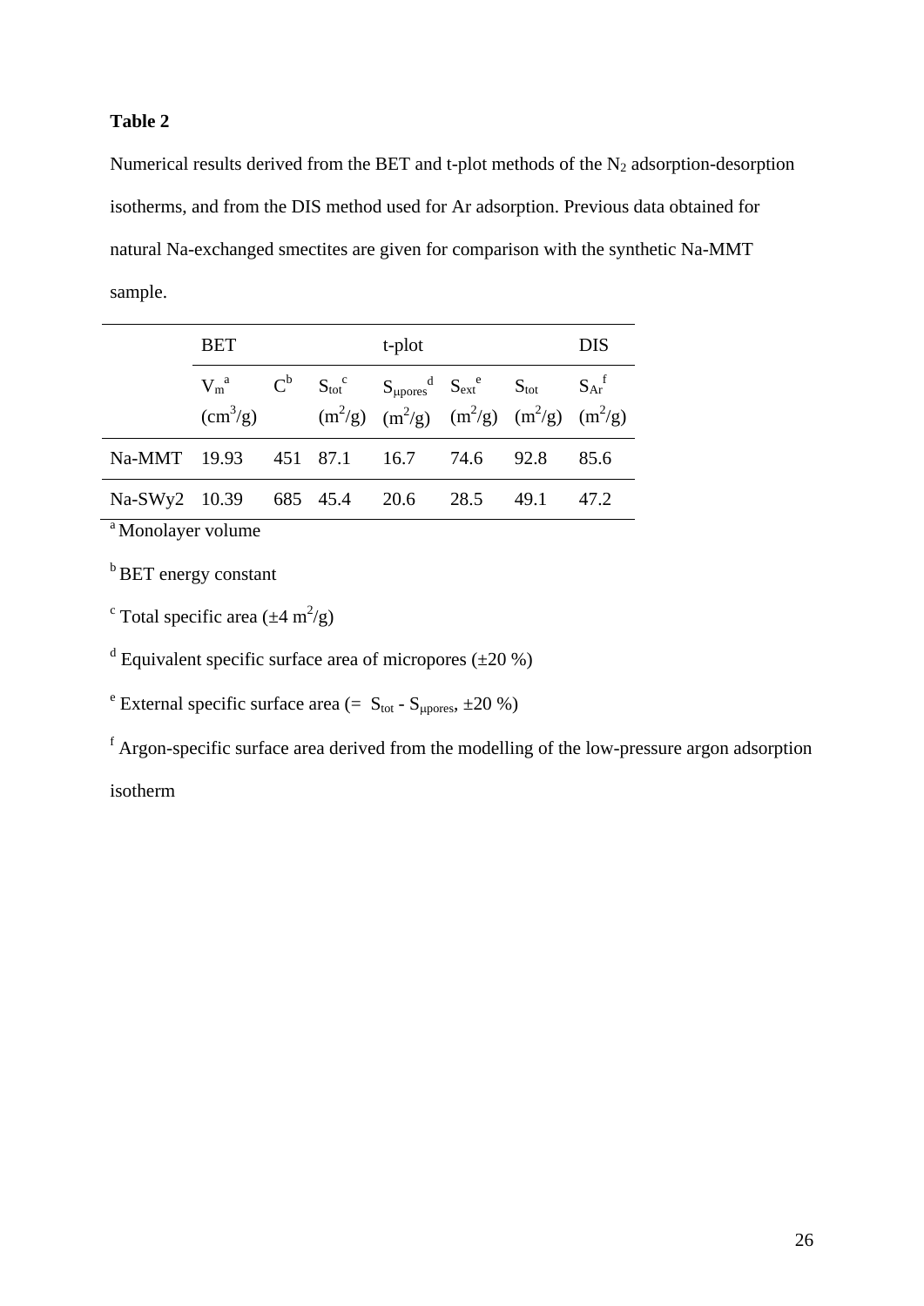**Table 2**

Numerical results derived from the BET and t-plot methods of the $N_2$ adsorption-desorption isotherms, and from the DIS method used for Ar adsorption. Previous data obtained for natural Na-exchanged smectites are given for comparison with the synthetic Na-MMT sample.

| | BET | | | t-plot | | | DIS |
|---|---|---|---|---|---|---|---|
| | $V_m$[a] ($cm^3/g$) | C[b] | $S_{tot}$[c] ($m^2/g$) | $S_{\mu pores}$[d] ($m^2/g$) | $S_{ext}$[e] ($m^2/g$) | $S_{tot}$ ($m^2/g$) | $S_{Ar}$[f] ($m^2/g$) |
| Na-MMT | 19.93 | 451 | 87.1 | 16.7 | 74.6 | 92.8 | 85.6 |
| Na-SWy2 | 10.39 | 685 | 45.4 | 20.6 | 28.5 | 49.1 | 47.2 |

[a] Monolayer volume

[b] BET energy constant

[c] Total specific area (±4 $m^2/g$)

[d] Equivalent specific surface area of micropores (±20 %)

[e] External specific surface area (= $S_{tot}$ - $S_{\mu pores}$, ±20 %)

[f] Argon-specific surface area derived from the modelling of the low-pressure argon adsorption isotherm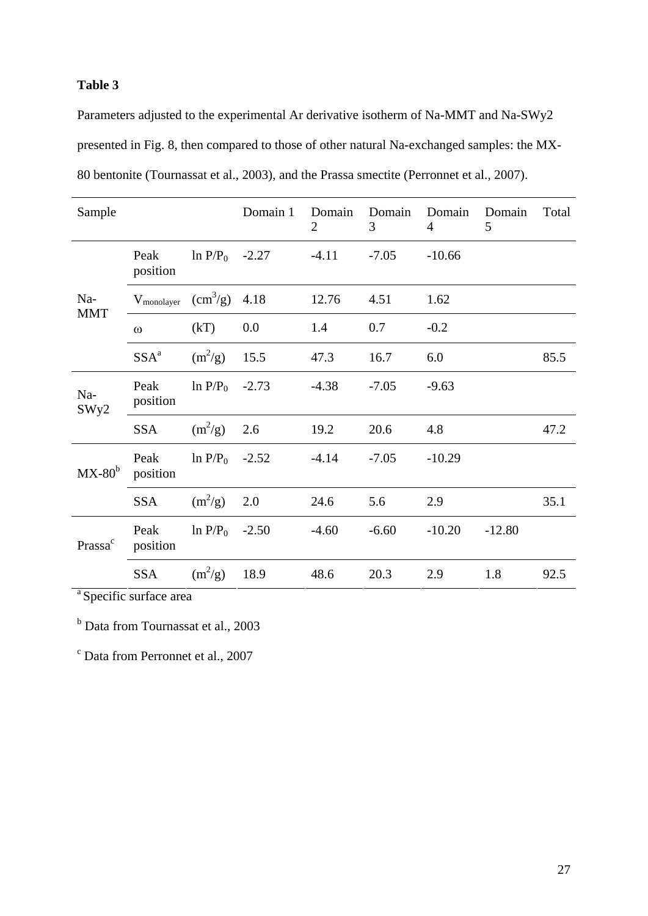**Table 3**

Parameters adjusted to the experimental Ar derivative isotherm of Na-MMT and Na-SWy2 presented in Fig. 8, then compared to those of other natural Na-exchanged samples: the MX-80 bentonite (Tournassat et al., 2003), and the Prassa smectite (Perronnet et al., 2007).

| Sample | | | Domain 1 | Domain 2 | Domain 3 | Domain 4 | Domain 5 | Total |
|---|---|---|---|---|---|---|---|---|
| Na-MMT | Peak position | $\ln P/P_0$ | -2.27 | -4.11 | -7.05 | -10.66 | | |
| | $V_{monolayer}$ | ($cm^3/g$) | 4.18 | 12.76 | 4.51 | 1.62 | | |
| | $\omega$ | (kT) | 0.0 | 1.4 | 0.7 | -0.2 | | |
| | SSA[a] | ($m^2/g$) | 15.5 | 47.3 | 16.7 | 6.0 | | 85.5 |
| Na-SWy2 | Peak position | $\ln P/P_0$ | -2.73 | -4.38 | -7.05 | -9.63 | | |
| | SSA | ($m^2/g$) | 2.6 | 19.2 | 20.6 | 4.8 | | 47.2 |
| MX-80[b] | Peak position | $\ln P/P_0$ | -2.52 | -4.14 | -7.05 | -10.29 | | |
| | SSA | ($m^2/g$) | 2.0 | 24.6 | 5.6 | 2.9 | | 35.1 |
| Prassa[c] | Peak position | $\ln P/P_0$ | -2.50 | -4.60 | -6.60 | -10.20 | -12.80 | |
| | SSA | ($m^2/g$) | 18.9 | 48.6 | 20.3 | 2.9 | 1.8 | 92.5 |

[a] Specific surface area

[b] Data from Tournassat et al., 2003

[c] Data from Perronnet et al., 2007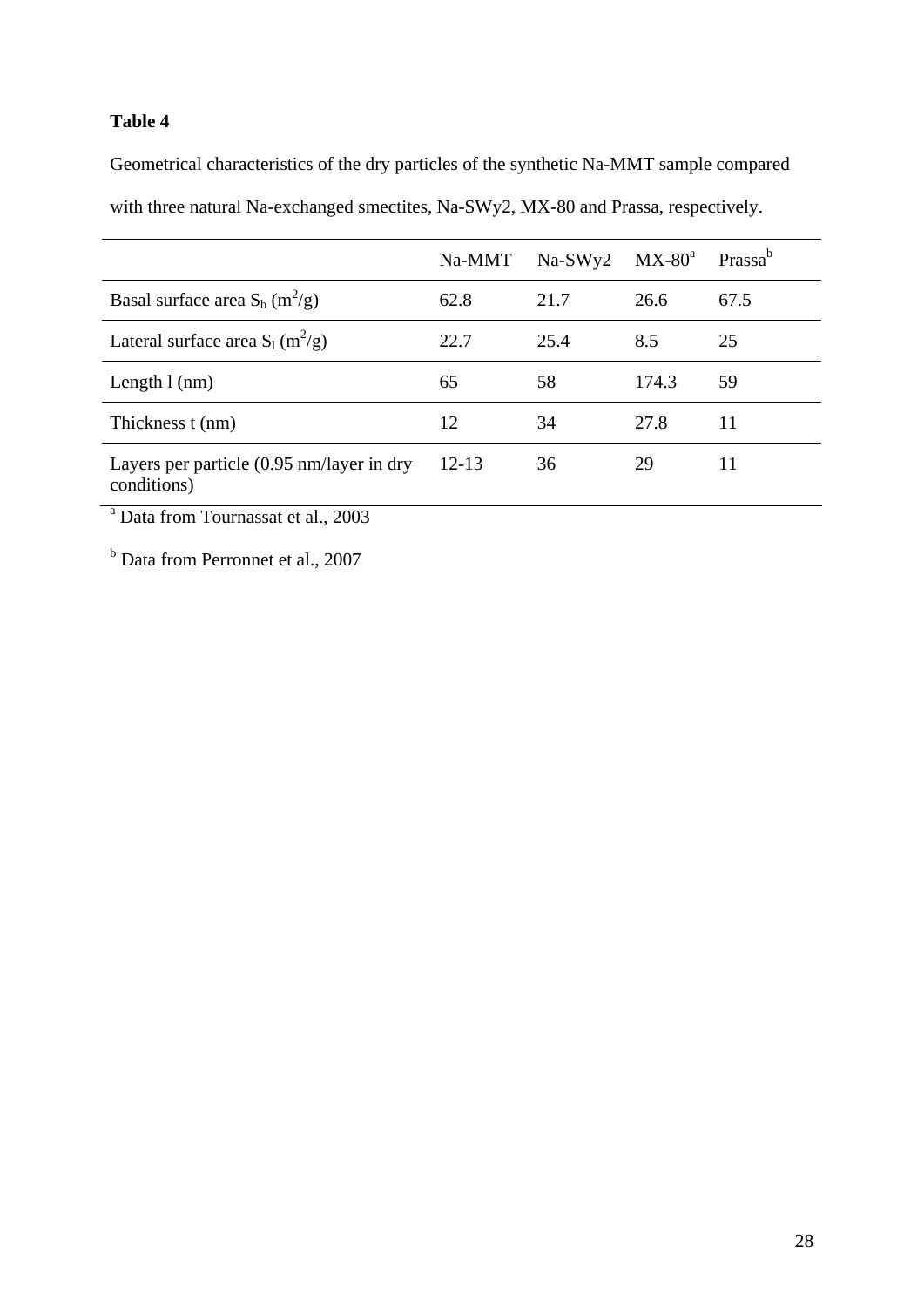**Table 4**

Geometrical characteristics of the dry particles of the synthetic Na-MMT sample compared with three natural Na-exchanged smectites, Na-SWy2, MX-80 and Prassa, respectively.

| | Na-MMT | Na-SWy2 | MX-80[a] | Prassa[b] |
|---|---|---|---|---|
| Basal surface area $S_b$ ($m^2/g$) | 62.8 | 21.7 | 26.6 | 67.5 |
| Lateral surface area $S_l$ ($m^2/g$) | 22.7 | 25.4 | 8.5 | 25 |
| Length l (nm) | 65 | 58 | 174.3 | 59 |
| Thickness t (nm) | 12 | 34 | 27.8 | 11 |
| Layers per particle (0.95 nm/layer in dry conditions) | 12-13 | 36 | 29 | 11 |

[a] Data from Tournassat et al., 2003

[b] Data from Perronnet et al., 2007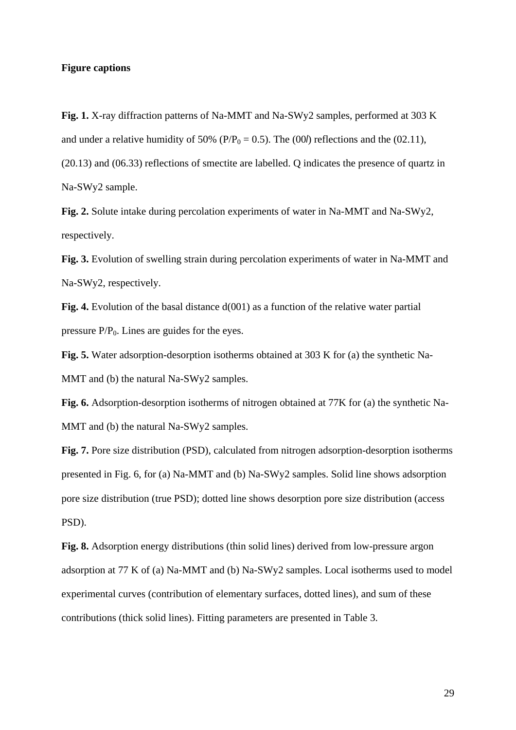**Figure captions**

**Fig. 1.** X-ray diffraction patterns of Na-MMT and Na-SWy2 samples, performed at 303 K and under a relative humidity of 50% ($P/P_0 = 0.5$). The (00*l*) reflections and the (02.11), (20.13) and (06.33) reflections of smectite are labelled. Q indicates the presence of quartz in Na-SWy2 sample.

**Fig. 2.** Solute intake during percolation experiments of water in Na-MMT and Na-SWy2, respectively.

**Fig. 3.** Evolution of swelling strain during percolation experiments of water in Na-MMT and Na-SWy2, respectively.

**Fig. 4.** Evolution of the basal distance d(001) as a function of the relative water partial pressure $P/P_0$. Lines are guides for the eyes.

**Fig. 5.** Water adsorption-desorption isotherms obtained at 303 K for (a) the synthetic Na-MMT and (b) the natural Na-SWy2 samples.

**Fig. 6.** Adsorption-desorption isotherms of nitrogen obtained at 77K for (a) the synthetic Na-MMT and (b) the natural Na-SWy2 samples.

**Fig. 7.** Pore size distribution (PSD), calculated from nitrogen adsorption-desorption isotherms presented in Fig. 6, for (a) Na-MMT and (b) Na-SWy2 samples. Solid line shows adsorption pore size distribution (true PSD); dotted line shows desorption pore size distribution (access PSD).

**Fig. 8.** Adsorption energy distributions (thin solid lines) derived from low-pressure argon adsorption at 77 K of (a) Na-MMT and (b) Na-SWy2 samples. Local isotherms used to model experimental curves (contribution of elementary surfaces, dotted lines), and sum of these contributions (thick solid lines). Fitting parameters are presented in Table 3.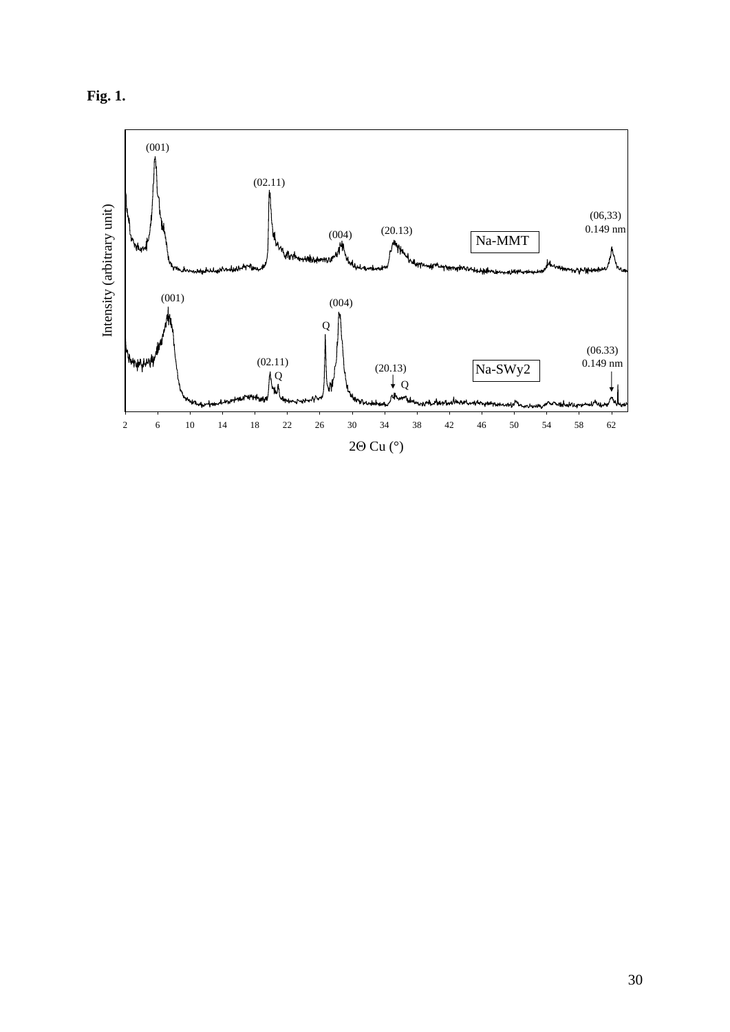**Fig. 1.**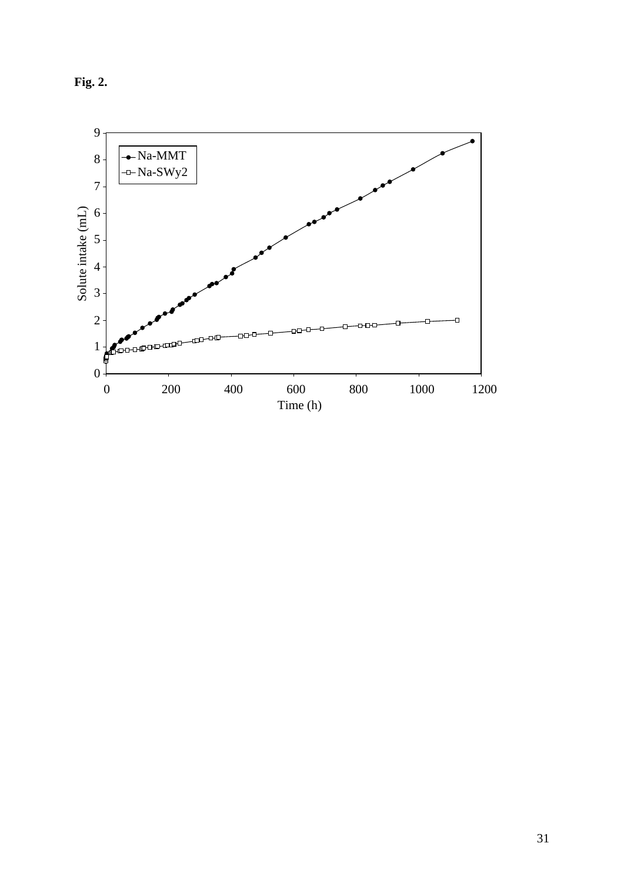**Fig. 2.**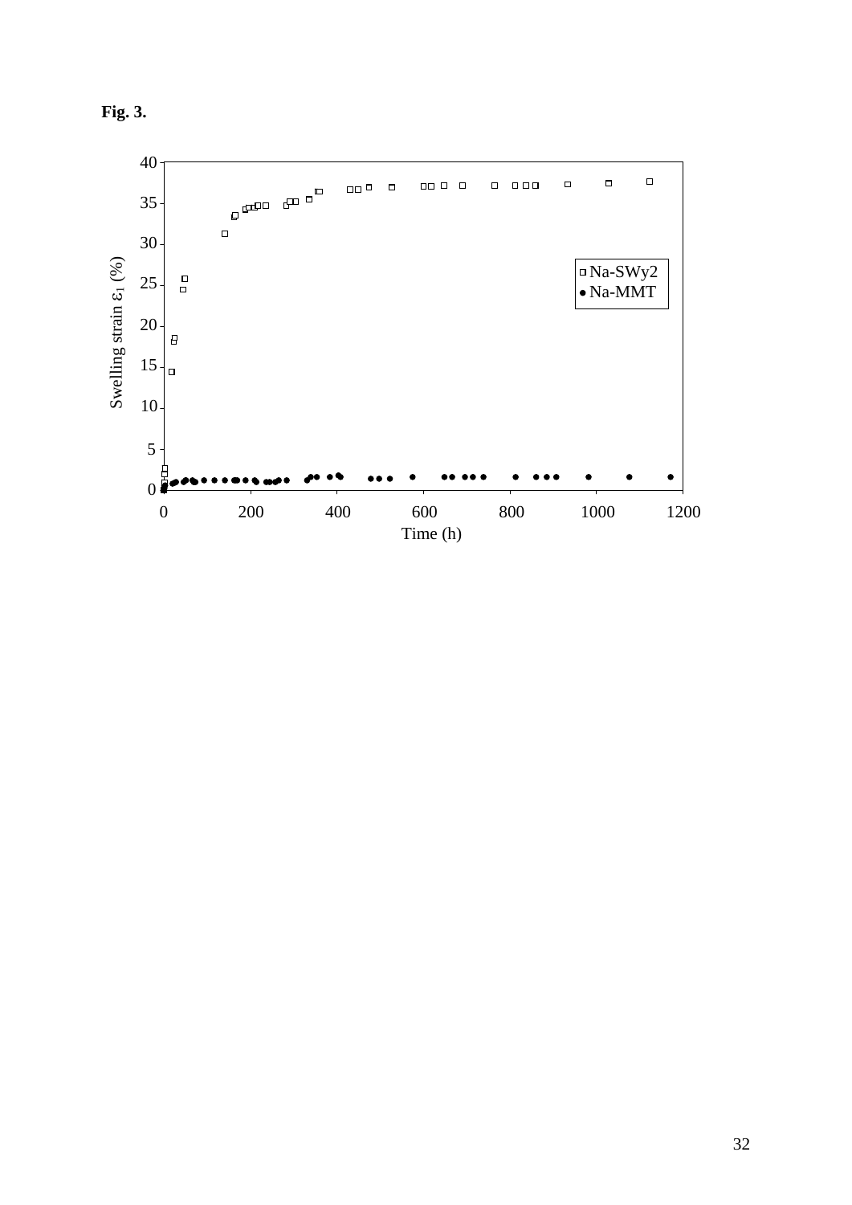**Fig. 3.**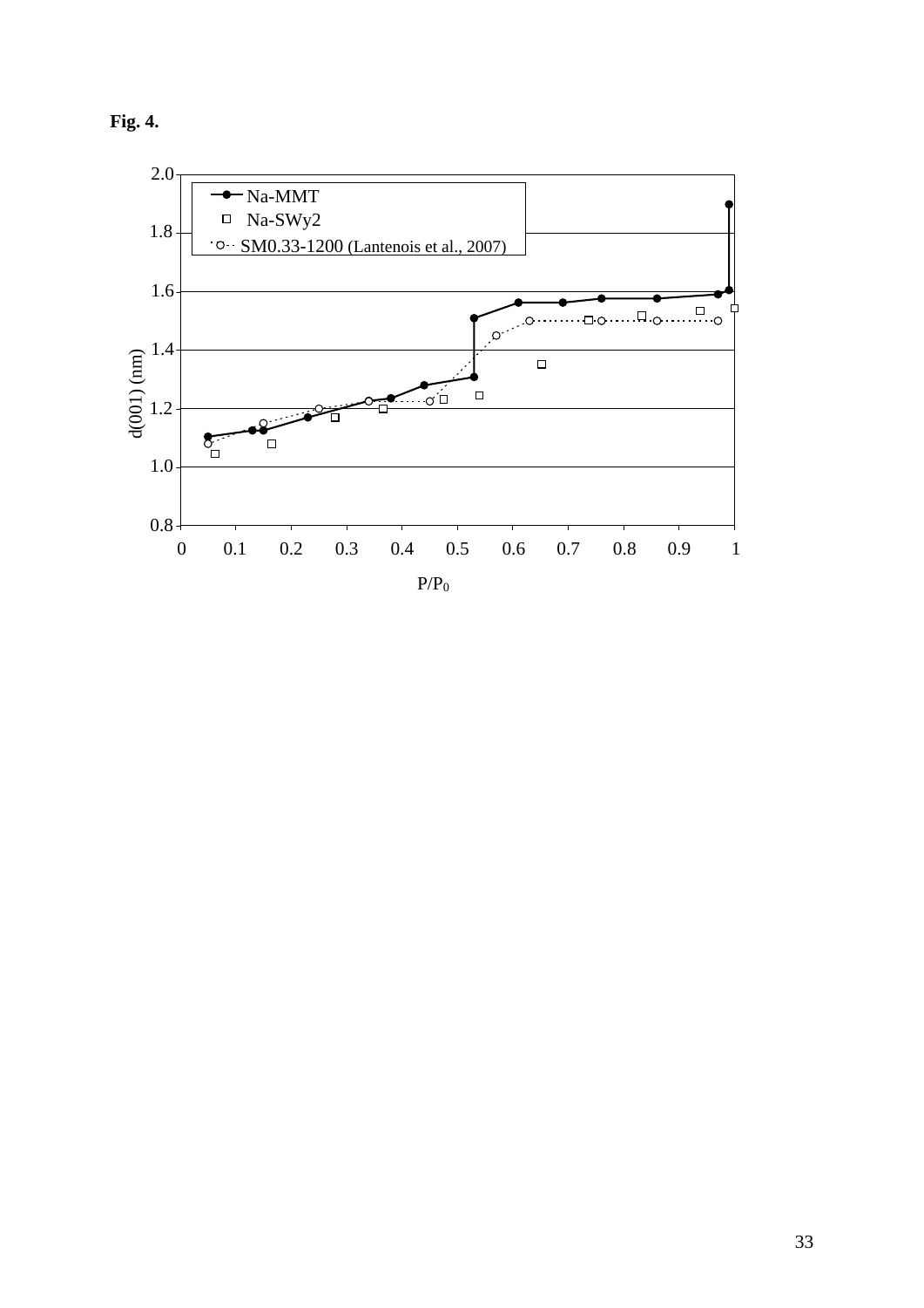**Fig. 4.**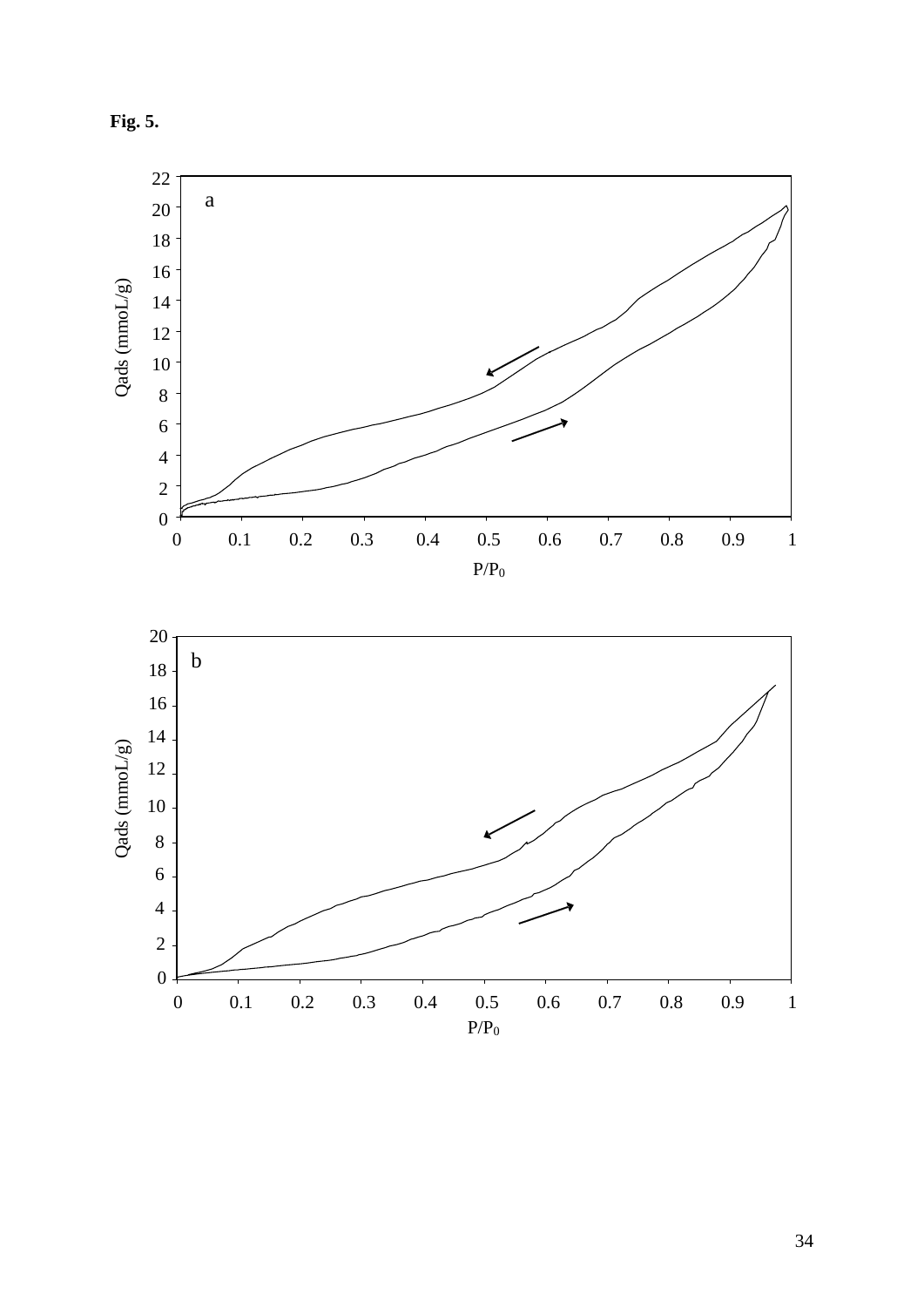**Fig. 5.**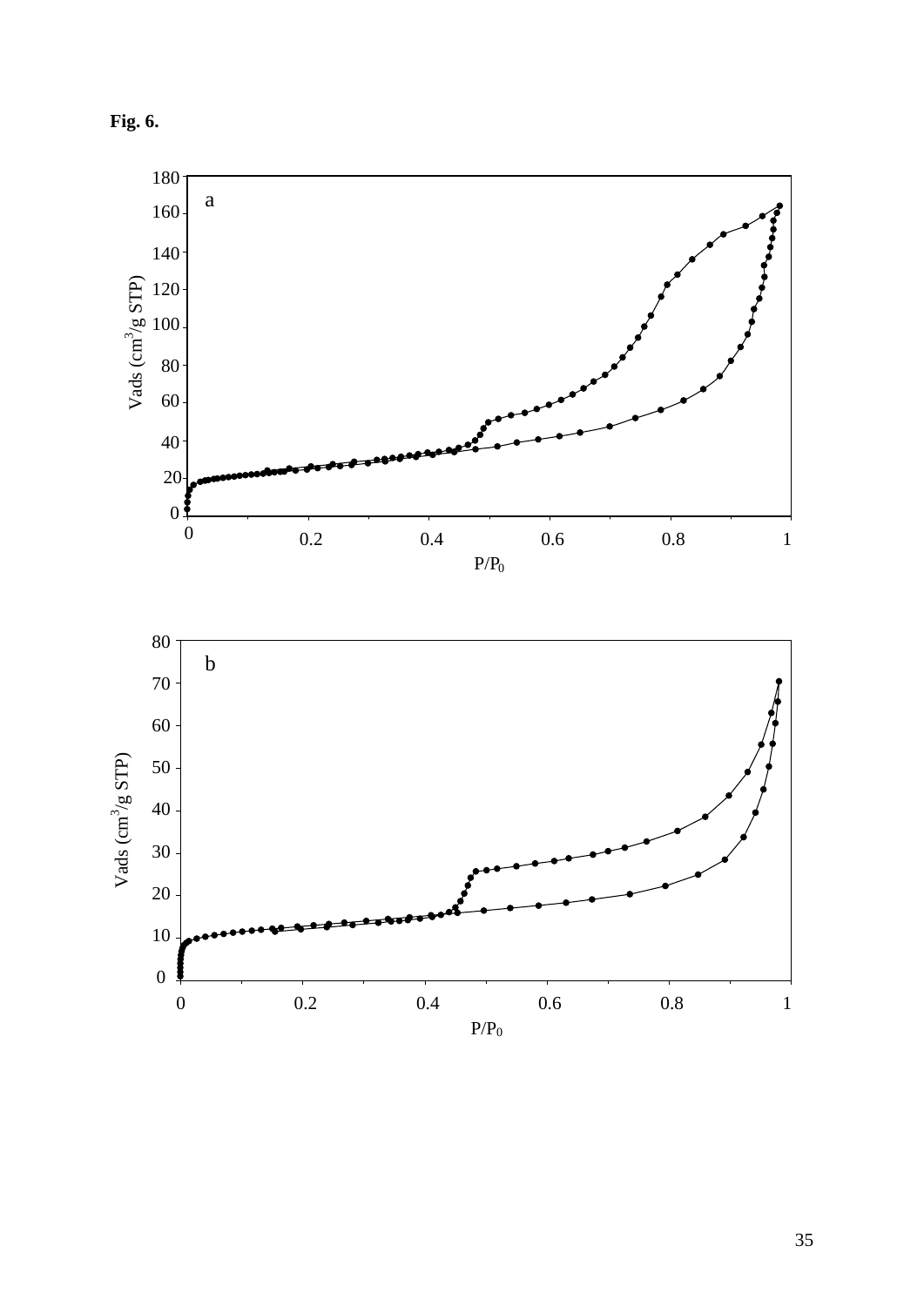**Fig. 6.**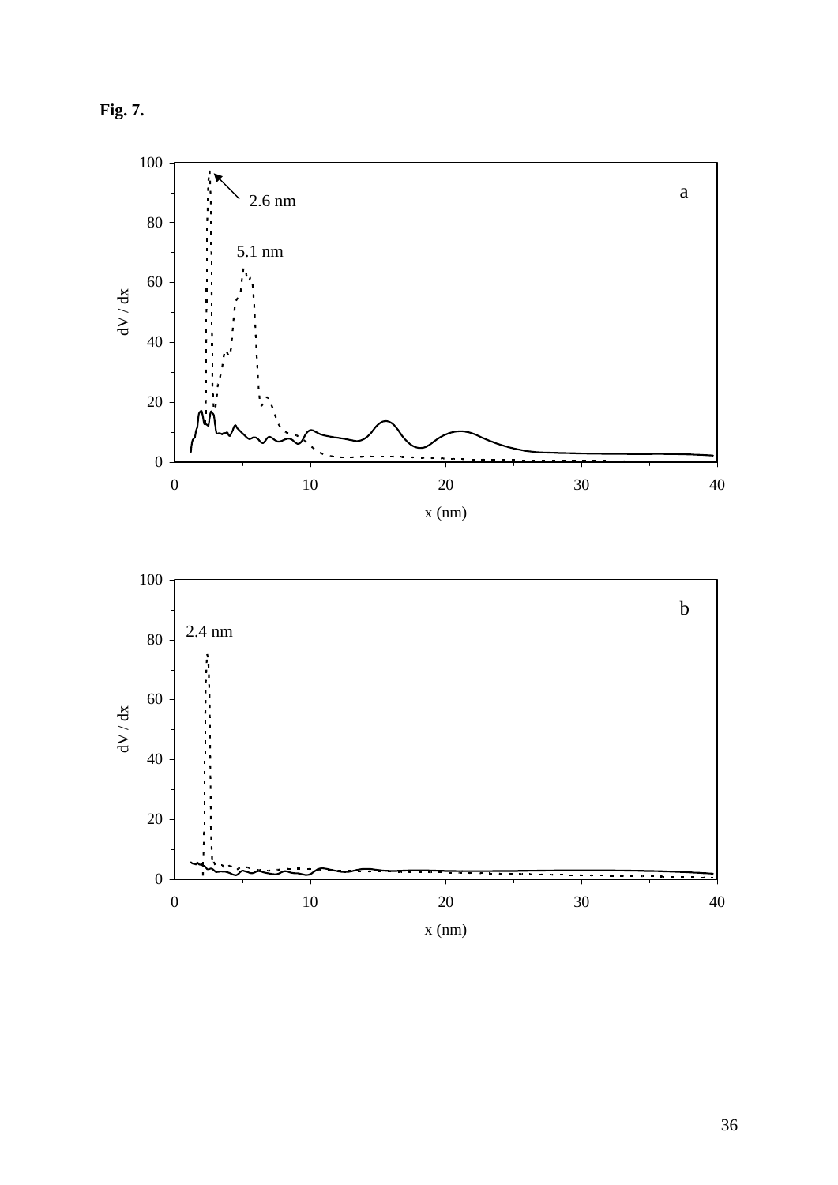**Fig. 7.**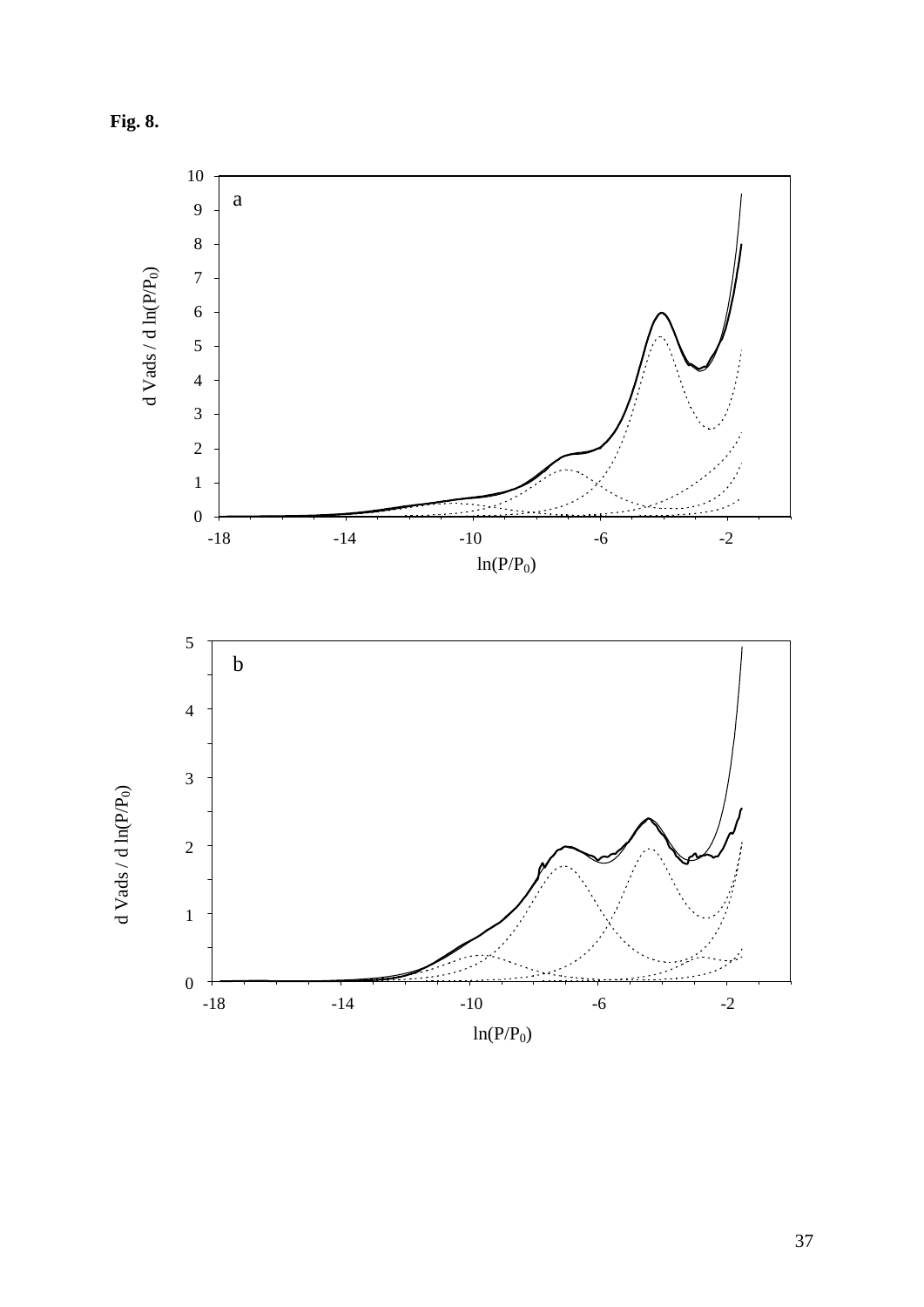**Fig. 8.**

a

d Vads / d ln(P/P$_0$)

10
9
8
7
6
5
4
3
2
1
0

-18 -14 -10 -6 -2

ln(P/P$_0$)

b

d Vads / d ln(P/P$_0$)

5
4
3
2
1
0

-18 -14 -10 -6 -2

ln(P/P$_0$)